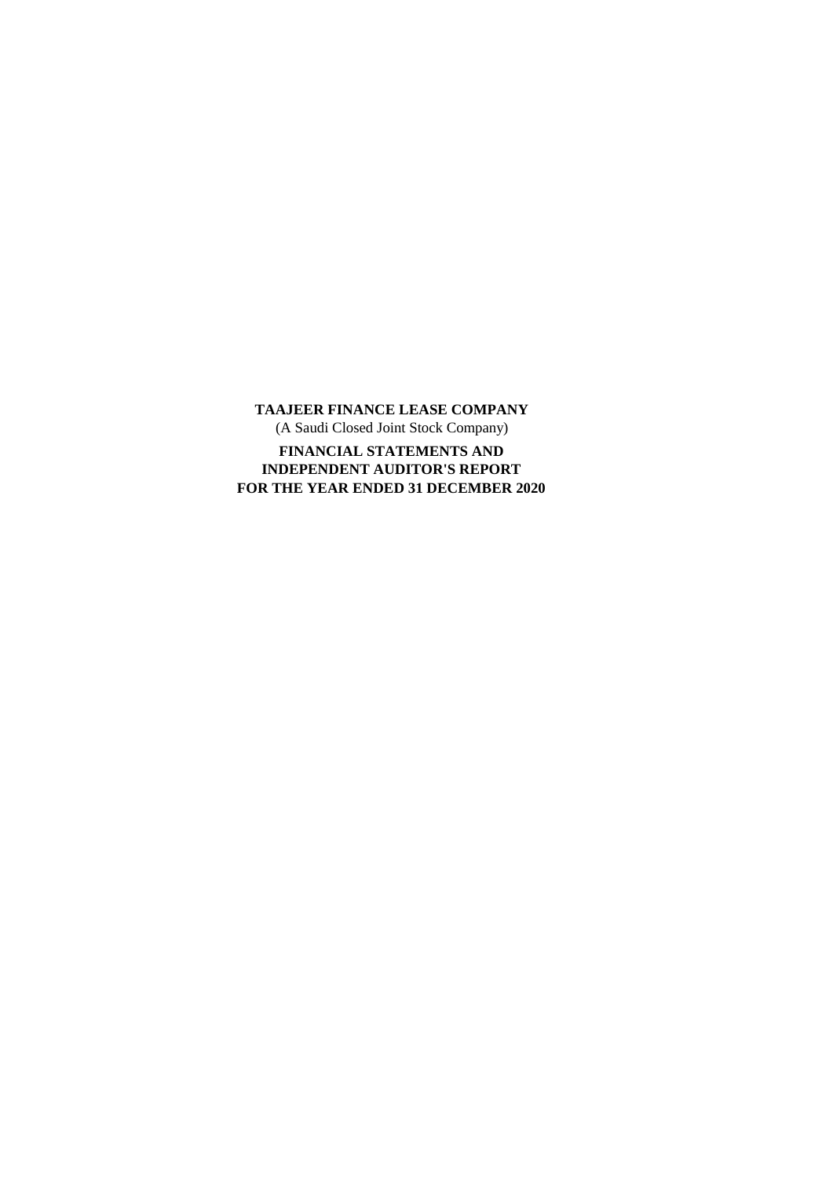**TAAJEER FINANCE LEASE COMPANY**

(A Saudi Closed Joint Stock Company)

**FINANCIAL STATEMENTS AND**
**INDEPENDENT AUDITOR'S REPORT**
**FOR THE YEAR ENDED 31 DECEMBER 2020**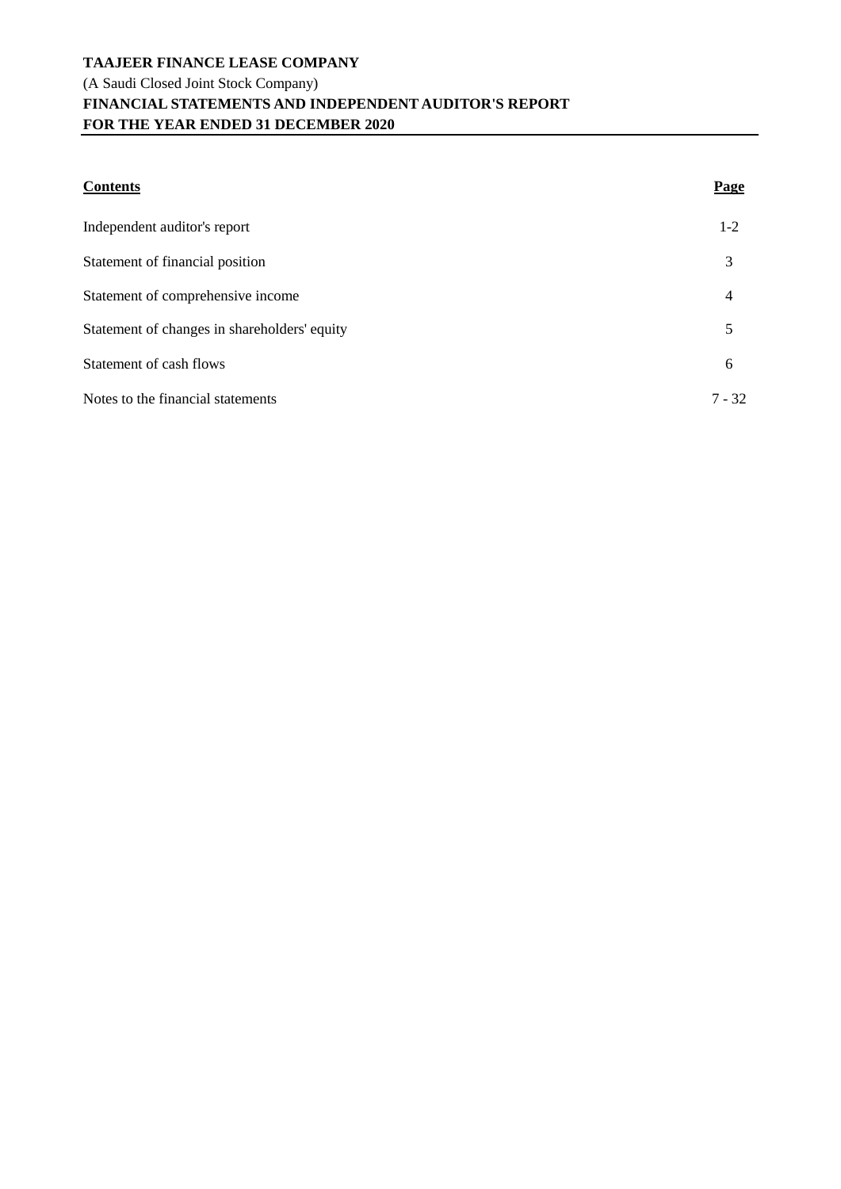**TAAJEER FINANCE LEASE COMPANY**

(A Saudi Closed Joint Stock Company)

**FINANCIAL STATEMENTS AND INDEPENDENT AUDITOR'S REPORT**

**FOR THE YEAR ENDED 31 DECEMBER 2020**

| **Contents** | **Page** |
|---|---|
| Independent auditor's report | 1-2 |
| Statement of financial position | 3 |
| Statement of comprehensive income | 4 |
| Statement of changes in shareholders' equity | 5 |
| Statement of cash flows | 6 |
| Notes to the financial statements | 7 - 32 |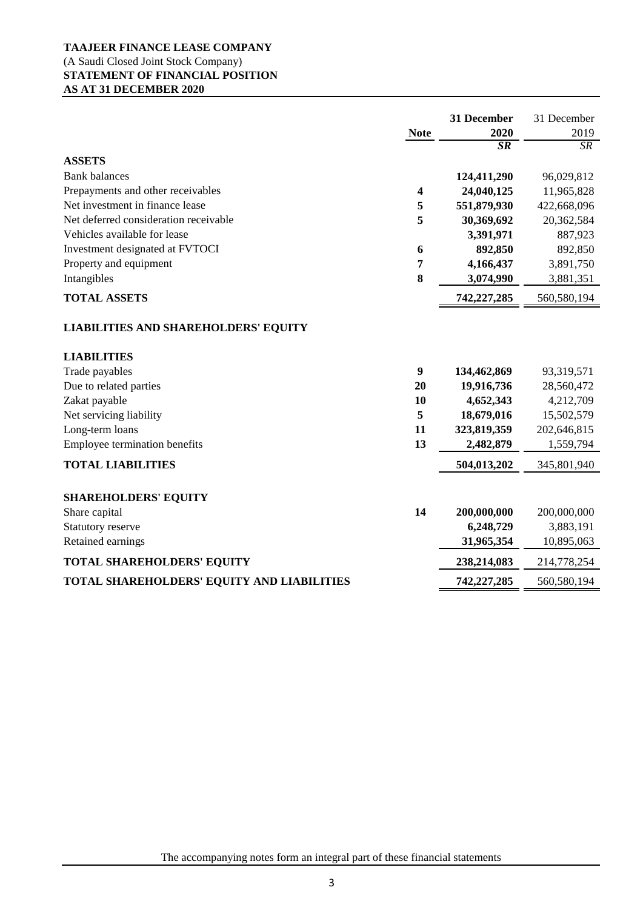**TAAJEER FINANCE LEASE COMPANY**
(A Saudi Closed Joint Stock Company)
**STATEMENT OF FINANCIAL POSITION**
**AS AT 31 DECEMBER 2020**

| | Note | **31 December 2020** | 31 December 2019 |
|---|---|---|---|
| | | ***SR*** | *SR* |
| **ASSETS** | | | |
| Bank balances | | **124,411,290** | 96,029,812 |
| Prepayments and other receivables | **4** | **24,040,125** | 11,965,828 |
| Net investment in finance lease | **5** | **551,879,930** | 422,668,096 |
| Net deferred consideration receivable | **5** | **30,369,692** | 20,362,584 |
| Vehicles available for lease | | **3,391,971** | 887,923 |
| Investment designated at FVTOCI | **6** | **892,850** | 892,850 |
| Property and equipment | **7** | **4,166,437** | 3,891,750 |
| Intangibles | **8** | **3,074,990** | 3,881,351 |
| **TOTAL ASSETS** | | **742,227,285** | 560,580,194 |
| | | | |
| **LIABILITIES AND SHAREHOLDERS' EQUITY** | | | |
| | | | |
| **LIABILITIES** | | | |
| Trade payables | **9** | **134,462,869** | 93,319,571 |
| Due to related parties | **20** | **19,916,736** | 28,560,472 |
| Zakat payable | **10** | **4,652,343** | 4,212,709 |
| Net servicing liability | **5** | **18,679,016** | 15,502,579 |
| Long-term loans | **11** | **323,819,359** | 202,646,815 |
| Employee termination benefits | **13** | **2,482,879** | 1,559,794 |
| **TOTAL LIABILITIES** | | **504,013,202** | 345,801,940 |
| | | | |
| **SHAREHOLDERS' EQUITY** | | | |
| Share capital | **14** | **200,000,000** | 200,000,000 |
| Statutory reserve | | **6,248,729** | 3,883,191 |
| Retained earnings | | **31,965,354** | 10,895,063 |
| **TOTAL SHAREHOLDERS' EQUITY** | | **238,214,083** | 214,778,254 |
| **TOTAL SHAREHOLDERS' EQUITY AND LIABILITIES** | | **742,227,285** | 560,580,194 |

The accompanying notes form an integral part of these financial statements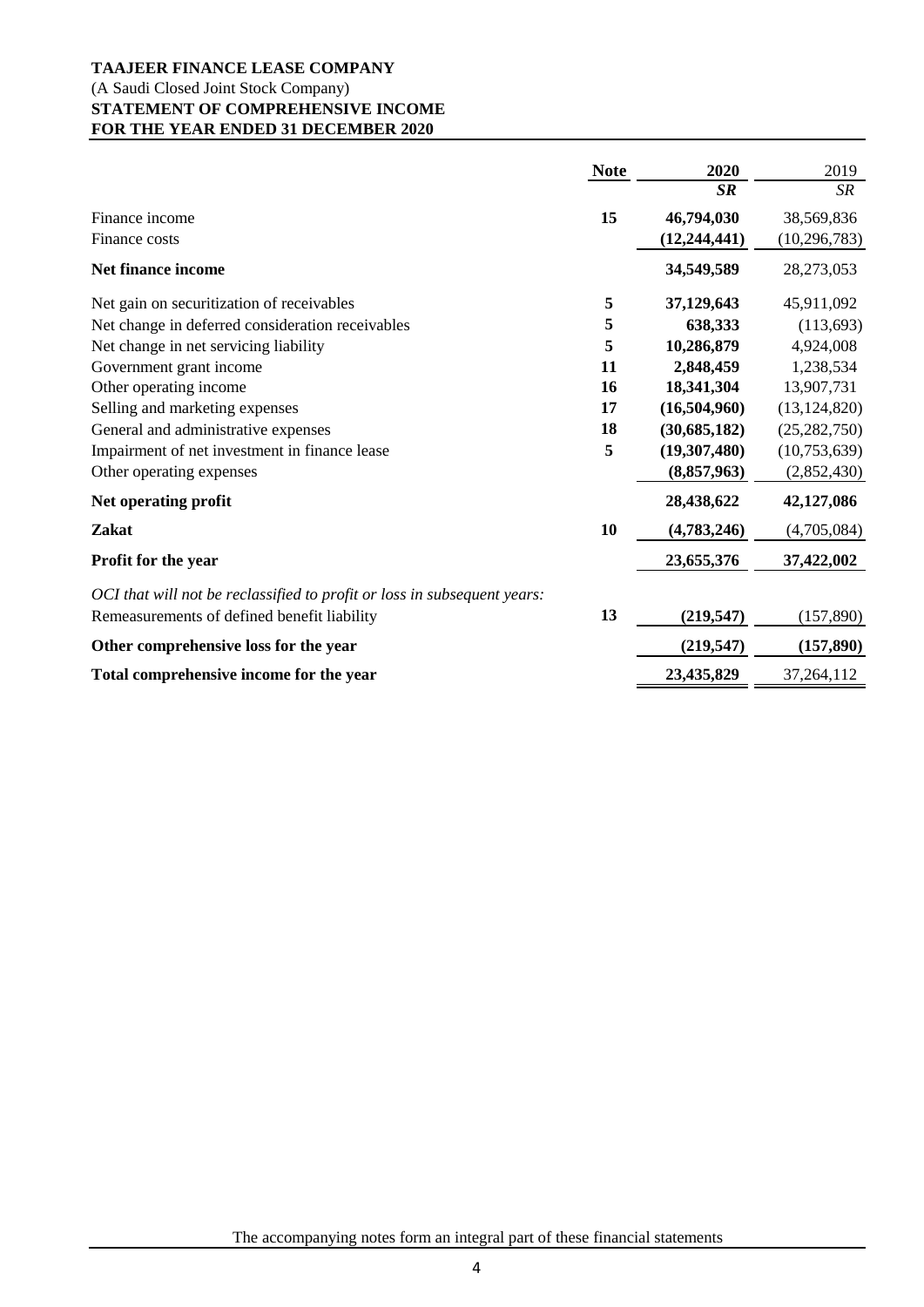**TAAJEER FINANCE LEASE COMPANY**
(A Saudi Closed Joint Stock Company)
**STATEMENT OF COMPREHENSIVE INCOME**
**FOR THE YEAR ENDED 31 DECEMBER 2020**

| | Note | 2020 | 2019 |
|---|---|---|---|
| | | ***SR*** | *SR* |
| Finance income | **15** | **46,794,030** | 38,569,836 |
| Finance costs | | **(12,244,441)** | (10,296,783) |
| **Net finance income** | | **34,549,589** | 28,273,053 |
| Net gain on securitization of receivables | **5** | **37,129,643** | 45,911,092 |
| Net change in deferred consideration receivables | **5** | **638,333** | (113,693) |
| Net change in net servicing liability | **5** | **10,286,879** | 4,924,008 |
| Government grant income | **11** | **2,848,459** | 1,238,534 |
| Other operating income | **16** | **18,341,304** | 13,907,731 |
| Selling and marketing expenses | **17** | **(16,504,960)** | (13,124,820) |
| General and administrative expenses | **18** | **(30,685,182)** | (25,282,750) |
| Impairment of net investment in finance lease | **5** | **(19,307,480)** | (10,753,639) |
| Other operating expenses | | **(8,857,963)** | (2,852,430) |
| **Net operating profit** | | **28,438,622** | **42,127,086** |
| **Zakat** | **10** | **(4,783,246)** | (4,705,084) |
| **Profit for the year** | | **23,655,376** | **37,422,002** |
| *OCI that will not be reclassified to profit or loss in subsequent years:* | | | |
| Remeasurements of defined benefit liability | **13** | **(219,547)** | (157,890) |
| **Other comprehensive loss for the year** | | **(219,547)** | **(157,890)** |
| **Total comprehensive income for the year** | | **23,435,829** | 37,264,112 |

The accompanying notes form an integral part of these financial statements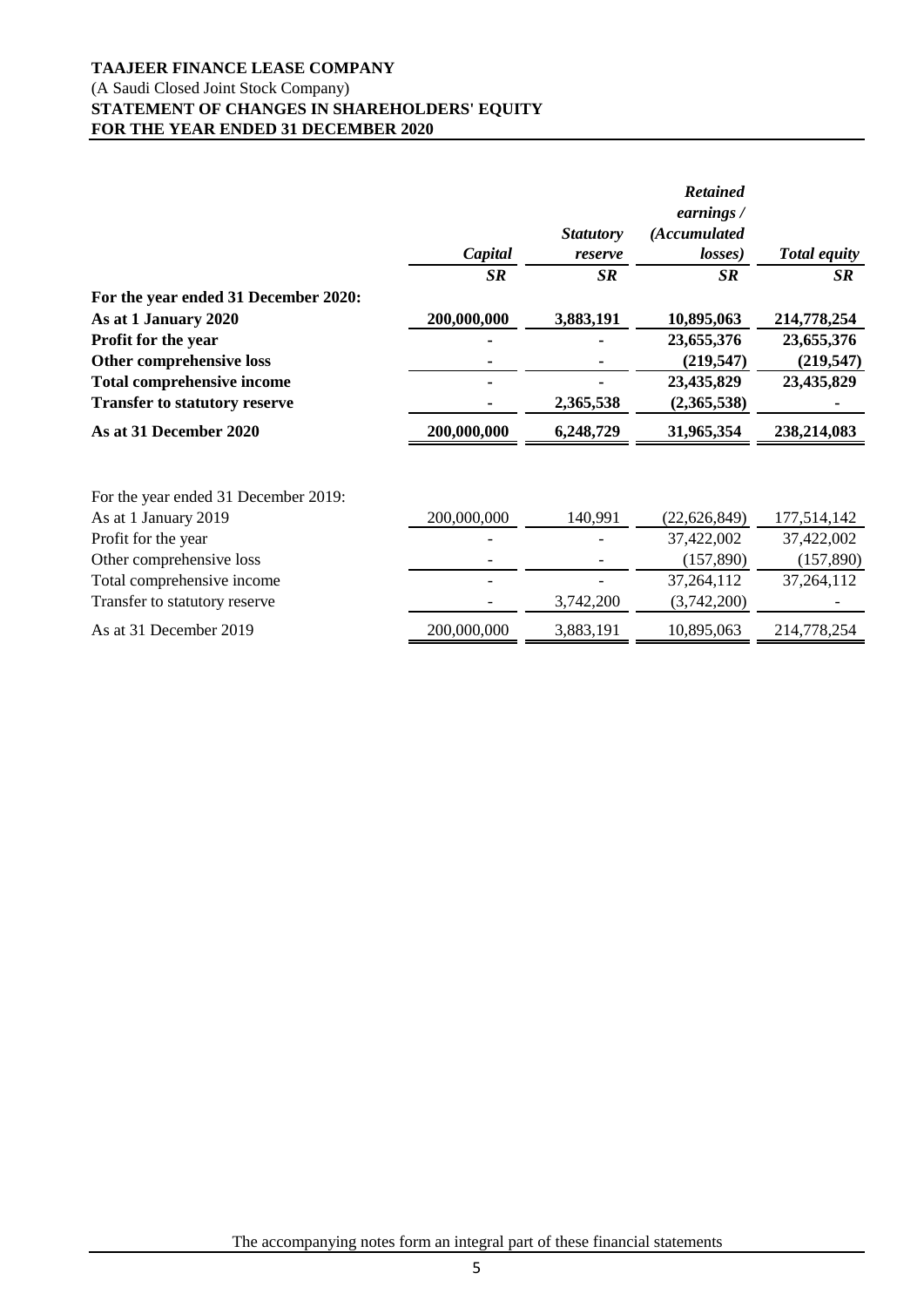**TAAJEER FINANCE LEASE COMPANY**
(A Saudi Closed Joint Stock Company)
**STATEMENT OF CHANGES IN SHAREHOLDERS' EQUITY**
**FOR THE YEAR ENDED 31 DECEMBER 2020**

| | *Capital* | *Statutory reserve* | *Retained earnings / (Accumulated losses)* | *Total equity* |
|---|---|---|---|---|
| | ***SR*** | ***SR*** | ***SR*** | ***SR*** |
| **For the year ended 31 December 2020:** | | | | |
| **As at 1 January 2020** | **200,000,000** | **3,883,191** | **10,895,063** | **214,778,254** |
| **Profit for the year** | **-** | **-** | **23,655,376** | **23,655,376** |
| **Other comprehensive loss** | **-** | **-** | **(219,547)** | **(219,547)** |
| **Total comprehensive income** | **-** | **-** | **23,435,829** | **23,435,829** |
| **Transfer to statutory reserve** | **-** | **2,365,538** | **(2,365,538)** | **-** |
| **As at 31 December 2020** | **200,000,000** | **6,248,729** | **31,965,354** | **238,214,083** |
| | | | | |
| For the year ended 31 December 2019: | | | | |
| As at 1 January 2019 | 200,000,000 | 140,991 | (22,626,849) | 177,514,142 |
| Profit for the year | - | - | 37,422,002 | 37,422,002 |
| Other comprehensive loss | - | - | (157,890) | (157,890) |
| Total comprehensive income | - | - | 37,264,112 | 37,264,112 |
| Transfer to statutory reserve | - | 3,742,200 | (3,742,200) | - |
| As at 31 December 2019 | 200,000,000 | 3,883,191 | 10,895,063 | 214,778,254 |

The accompanying notes form an integral part of these financial statements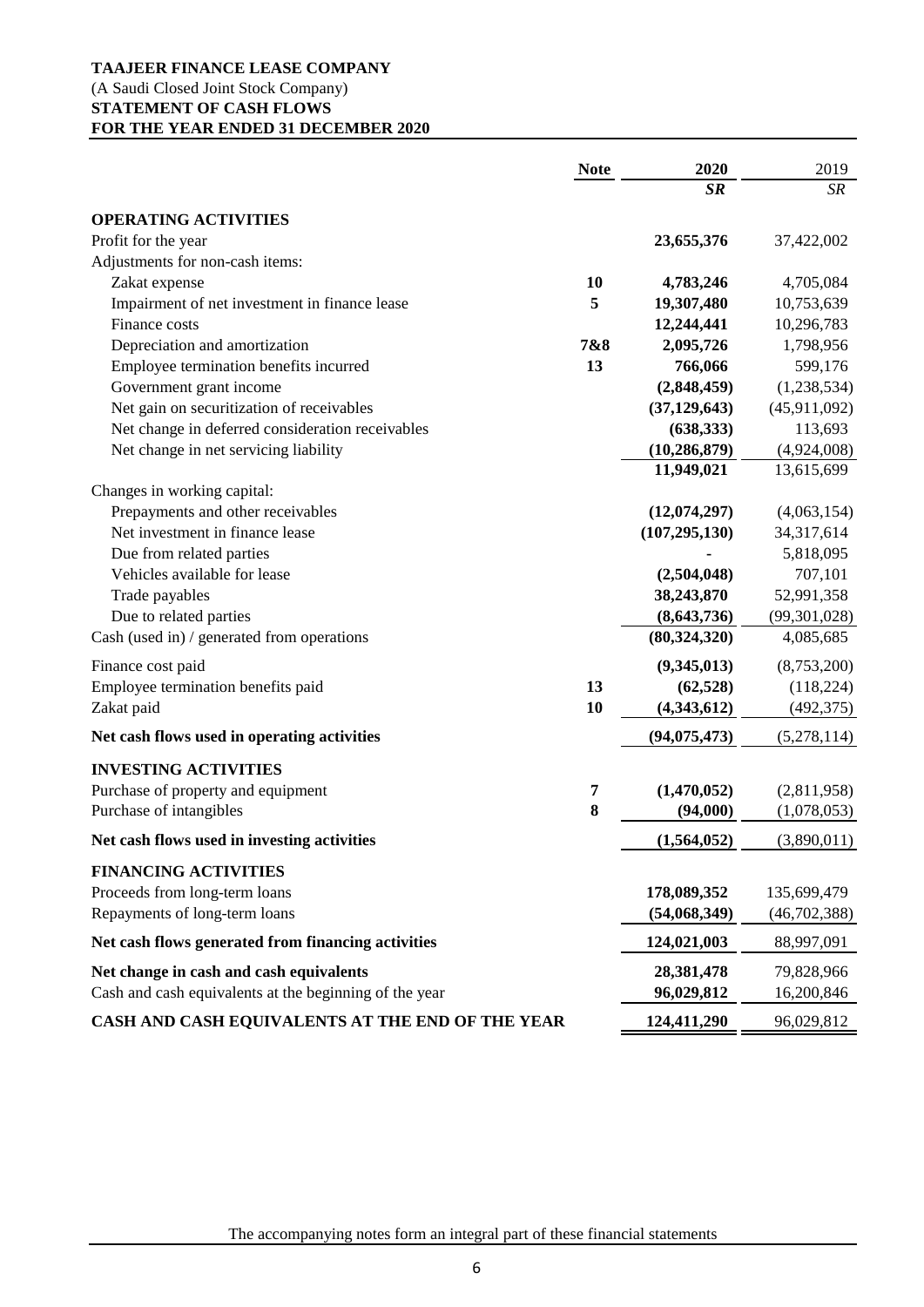**TAAJEER FINANCE LEASE COMPANY**
(A Saudi Closed Joint Stock Company)
**STATEMENT OF CASH FLOWS**
**FOR THE YEAR ENDED 31 DECEMBER 2020**

| | Note | 2020 | 2019 |
|---|---|---|---|
| | | ***SR*** | *SR* |
| **OPERATING ACTIVITIES** | | | |
| Profit for the year | | **23,655,376** | 37,422,002 |
| Adjustments for non-cash items: | | | |
| Zakat expense | **10** | **4,783,246** | 4,705,084 |
| Impairment of net investment in finance lease | **5** | **19,307,480** | 10,753,639 |
| Finance costs | | **12,244,441** | 10,296,783 |
| Depreciation and amortization | **7&8** | **2,095,726** | 1,798,956 |
| Employee termination benefits incurred | **13** | **766,066** | 599,176 |
| Government grant income | | **(2,848,459)** | (1,238,534) |
| Net gain on securitization of receivables | | **(37,129,643)** | (45,911,092) |
| Net change in deferred consideration receivables | | **(638,333)** | 113,693 |
| Net change in net servicing liability | | **(10,286,879)** | (4,924,008) |
| | | **11,949,021** | 13,615,699 |
| Changes in working capital: | | | |
| Prepayments and other receivables | | **(12,074,297)** | (4,063,154) |
| Net investment in finance lease | | **(107,295,130)** | 34,317,614 |
| Due from related parties | | **-** | 5,818,095 |
| Vehicles available for lease | | **(2,504,048)** | 707,101 |
| Trade payables | | **38,243,870** | 52,991,358 |
| Due to related parties | | **(8,643,736)** | (99,301,028) |
| Cash (used in) / generated from operations | | **(80,324,320)** | 4,085,685 |
| Finance cost paid | | **(9,345,013)** | (8,753,200) |
| Employee termination benefits paid | **13** | **(62,528)** | (118,224) |
| Zakat paid | **10** | **(4,343,612)** | (492,375) |
| **Net cash flows used in operating activities** | | **(94,075,473)** | (5,278,114) |
| **INVESTING ACTIVITIES** | | | |
| Purchase of property and equipment | **7** | **(1,470,052)** | (2,811,958) |
| Purchase of intangibles | **8** | **(94,000)** | (1,078,053) |
| **Net cash flows used in investing activities** | | **(1,564,052)** | (3,890,011) |
| **FINANCING ACTIVITIES** | | | |
| Proceeds from long-term loans | | **178,089,352** | 135,699,479 |
| Repayments of long-term loans | | **(54,068,349)** | (46,702,388) |
| **Net cash flows generated from financing activities** | | **124,021,003** | 88,997,091 |
| **Net change in cash and cash equivalents** | | **28,381,478** | 79,828,966 |
| Cash and cash equivalents at the beginning of the year | | **96,029,812** | 16,200,846 |
| **CASH AND CASH EQUIVALENTS AT THE END OF THE YEAR** | | **124,411,290** | 96,029,812 |

The accompanying notes form an integral part of these financial statements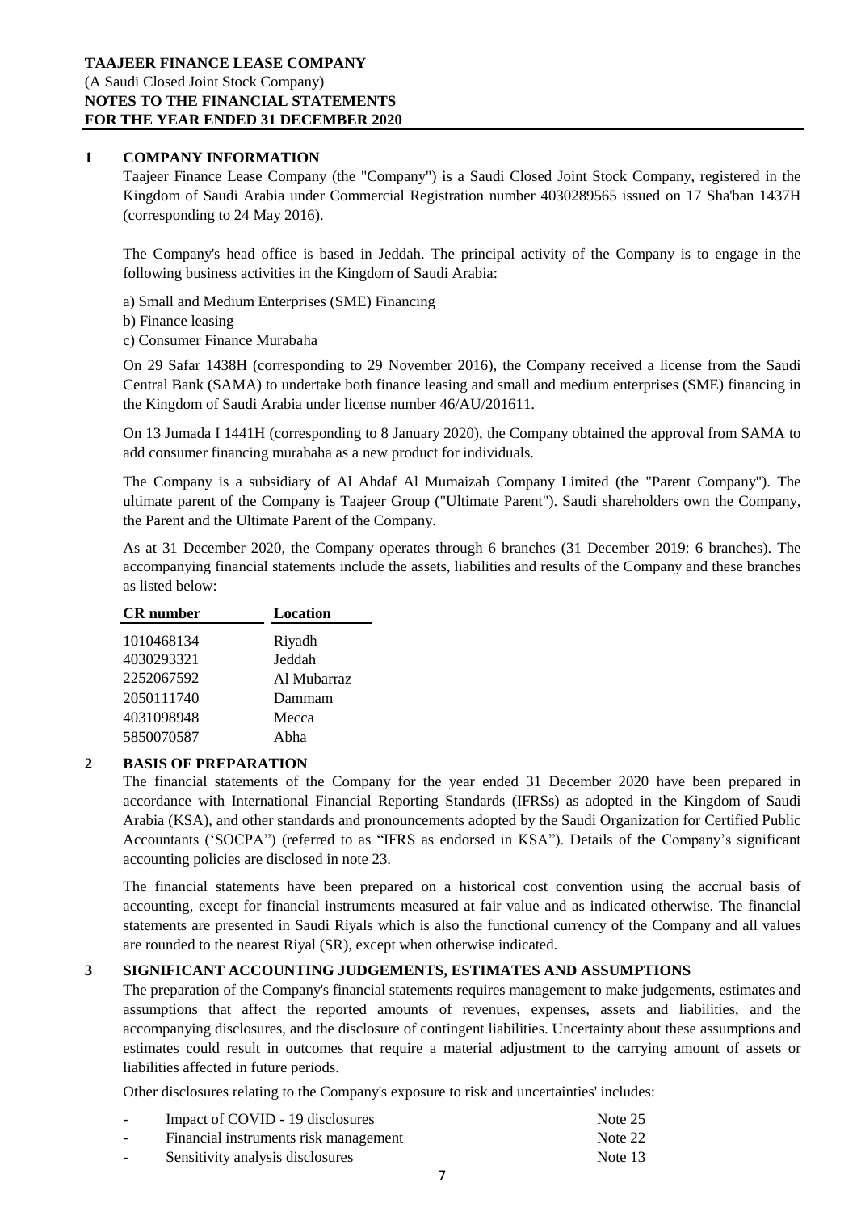**TAAJEER FINANCE LEASE COMPANY**
(A Saudi Closed Joint Stock Company)
**NOTES TO THE FINANCIAL STATEMENTS**
**FOR THE YEAR ENDED 31 DECEMBER 2020**

## 1 COMPANY INFORMATION

Taajeer Finance Lease Company (the "Company") is a Saudi Closed Joint Stock Company, registered in the Kingdom of Saudi Arabia under Commercial Registration number 4030289565 issued on 17 Sha'ban 1437H (corresponding to 24 May 2016).

The Company's head office is based in Jeddah. The principal activity of the Company is to engage in the following business activities in the Kingdom of Saudi Arabia:

a) Small and Medium Enterprises (SME) Financing
b) Finance leasing
c) Consumer Finance Murabaha

On 29 Safar 1438H (corresponding to 29 November 2016), the Company received a license from the Saudi Central Bank (SAMA) to undertake both finance leasing and small and medium enterprises (SME) financing in the Kingdom of Saudi Arabia under license number 46/AU/201611.

On 13 Jumada I 1441H (corresponding to 8 January 2020), the Company obtained the approval from SAMA to add consumer financing murabaha as a new product for individuals.

The Company is a subsidiary of Al Ahdaf Al Mumaizah Company Limited (the "Parent Company"). The ultimate parent of the Company is Taajeer Group ("Ultimate Parent"). Saudi shareholders own the Company, the Parent and the Ultimate Parent of the Company.

As at 31 December 2020, the Company operates through 6 branches (31 December 2019: 6 branches). The accompanying financial statements include the assets, liabilities and results of the Company and these branches as listed below:

| CR number | Location |
|---|---|
| 1010468134 | Riyadh |
| 4030293321 | Jeddah |
| 2252067592 | Al Mubarraz |
| 2050111740 | Dammam |
| 4031098948 | Mecca |
| 5850070587 | Abha |

## 2 BASIS OF PREPARATION

The financial statements of the Company for the year ended 31 December 2020 have been prepared in accordance with International Financial Reporting Standards (IFRSs) as adopted in the Kingdom of Saudi Arabia (KSA), and other standards and pronouncements adopted by the Saudi Organization for Certified Public Accountants ('SOCPA") (referred to as "IFRS as endorsed in KSA"). Details of the Company's significant accounting policies are disclosed in note 23.

The financial statements have been prepared on a historical cost convention using the accrual basis of accounting, except for financial instruments measured at fair value and as indicated otherwise. The financial statements are presented in Saudi Riyals which is also the functional currency of the Company and all values are rounded to the nearest Riyal (SR), except when otherwise indicated.

## 3 SIGNIFICANT ACCOUNTING JUDGEMENTS, ESTIMATES AND ASSUMPTIONS

The preparation of the Company's financial statements requires management to make judgements, estimates and assumptions that affect the reported amounts of revenues, expenses, assets and liabilities, and the accompanying disclosures, and the disclosure of contingent liabilities. Uncertainty about these assumptions and estimates could result in outcomes that require a material adjustment to the carrying amount of assets or liabilities affected in future periods.

Other disclosures relating to the Company's exposure to risk and uncertainties' includes:

- Impact of COVID - 19 disclosures — Note 25
- Financial instruments risk management — Note 22
- Sensitivity analysis disclosures — Note 13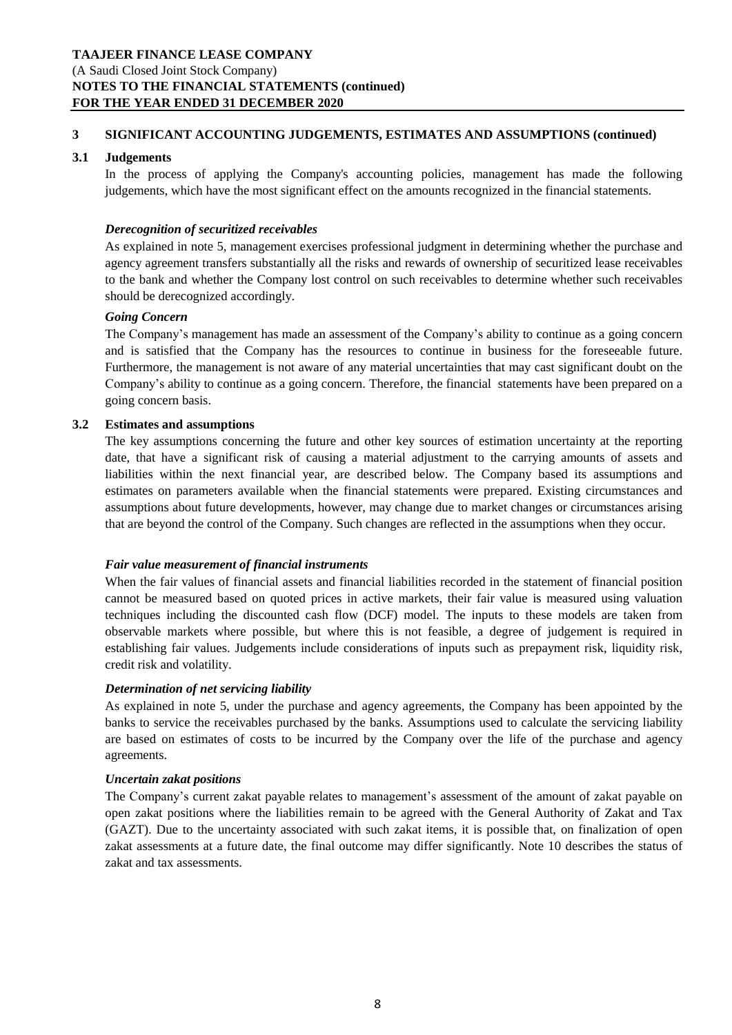## 3 SIGNIFICANT ACCOUNTING JUDGEMENTS, ESTIMATES AND ASSUMPTIONS (continued)

### 3.1 Judgements

In the process of applying the Company's accounting policies, management has made the following judgements, which have the most significant effect on the amounts recognized in the financial statements.

***Derecognition of securitized receivables***

As explained in note 5, management exercises professional judgment in determining whether the purchase and agency agreement transfers substantially all the risks and rewards of ownership of securitized lease receivables to the bank and whether the Company lost control on such receivables to determine whether such receivables should be derecognized accordingly.

***Going Concern***

The Company's management has made an assessment of the Company's ability to continue as a going concern and is satisfied that the Company has the resources to continue in business for the foreseeable future. Furthermore, the management is not aware of any material uncertainties that may cast significant doubt on the Company's ability to continue as a going concern. Therefore, the financial statements have been prepared on a going concern basis.

### 3.2 Estimates and assumptions

The key assumptions concerning the future and other key sources of estimation uncertainty at the reporting date, that have a significant risk of causing a material adjustment to the carrying amounts of assets and liabilities within the next financial year, are described below. The Company based its assumptions and estimates on parameters available when the financial statements were prepared. Existing circumstances and assumptions about future developments, however, may change due to market changes or circumstances arising that are beyond the control of the Company. Such changes are reflected in the assumptions when they occur.

***Fair value measurement of financial instruments***

When the fair values of financial assets and financial liabilities recorded in the statement of financial position cannot be measured based on quoted prices in active markets, their fair value is measured using valuation techniques including the discounted cash flow (DCF) model. The inputs to these models are taken from observable markets where possible, but where this is not feasible, a degree of judgement is required in establishing fair values. Judgements include considerations of inputs such as prepayment risk, liquidity risk, credit risk and volatility.

***Determination of net servicing liability***

As explained in note 5, under the purchase and agency agreements, the Company has been appointed by the banks to service the receivables purchased by the banks. Assumptions used to calculate the servicing liability are based on estimates of costs to be incurred by the Company over the life of the purchase and agency agreements.

***Uncertain zakat positions***

The Company's current zakat payable relates to management's assessment of the amount of zakat payable on open zakat positions where the liabilities remain to be agreed with the General Authority of Zakat and Tax (GAZT). Due to the uncertainty associated with such zakat items, it is possible that, on finalization of open zakat assessments at a future date, the final outcome may differ significantly. Note 10 describes the status of zakat and tax assessments.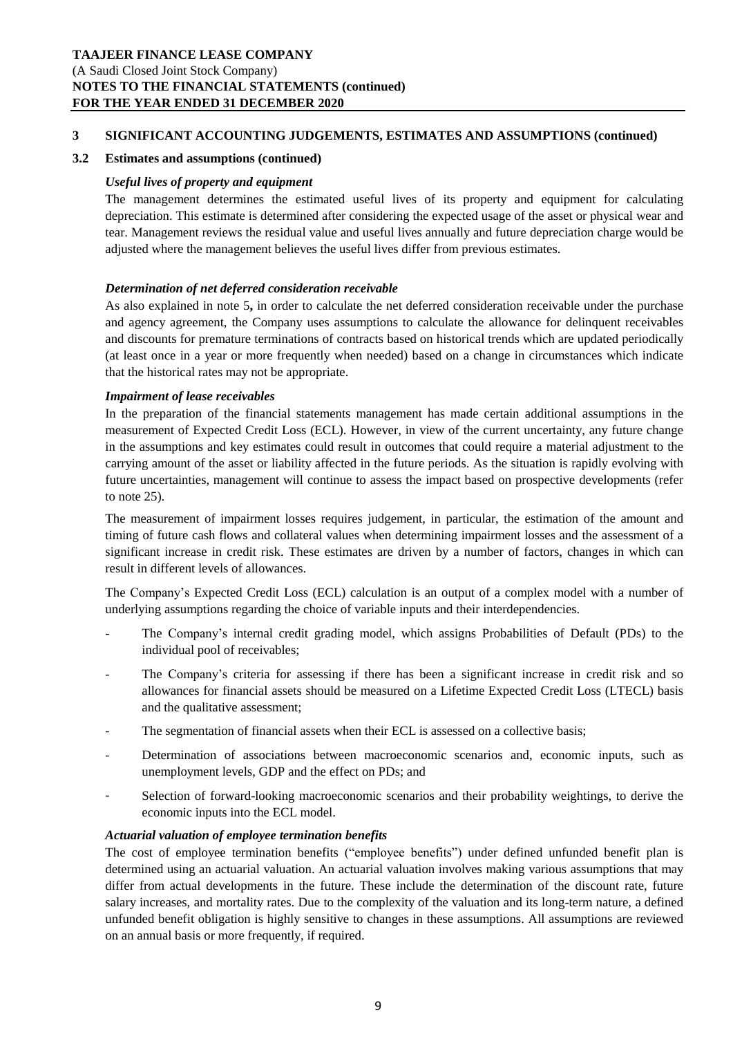## 3 SIGNIFICANT ACCOUNTING JUDGEMENTS, ESTIMATES AND ASSUMPTIONS (continued)

### 3.2 Estimates and assumptions (continued)

***Useful lives of property and equipment***

The management determines the estimated useful lives of its property and equipment for calculating depreciation. This estimate is determined after considering the expected usage of the asset or physical wear and tear. Management reviews the residual value and useful lives annually and future depreciation charge would be adjusted where the management believes the useful lives differ from previous estimates.

***Determination of net deferred consideration receivable***

As also explained in note 5**,** in order to calculate the net deferred consideration receivable under the purchase and agency agreement, the Company uses assumptions to calculate the allowance for delinquent receivables and discounts for premature terminations of contracts based on historical trends which are updated periodically (at least once in a year or more frequently when needed) based on a change in circumstances which indicate that the historical rates may not be appropriate.

***Impairment of lease receivables***

In the preparation of the financial statements management has made certain additional assumptions in the measurement of Expected Credit Loss (ECL). However, in view of the current uncertainty, any future change in the assumptions and key estimates could result in outcomes that could require a material adjustment to the carrying amount of the asset or liability affected in the future periods. As the situation is rapidly evolving with future uncertainties, management will continue to assess the impact based on prospective developments (refer to note 25).

The measurement of impairment losses requires judgement, in particular, the estimation of the amount and timing of future cash flows and collateral values when determining impairment losses and the assessment of a significant increase in credit risk. These estimates are driven by a number of factors, changes in which can result in different levels of allowances.

The Company's Expected Credit Loss (ECL) calculation is an output of a complex model with a number of underlying assumptions regarding the choice of variable inputs and their interdependencies.

- The Company's internal credit grading model, which assigns Probabilities of Default (PDs) to the individual pool of receivables;
- The Company's criteria for assessing if there has been a significant increase in credit risk and so allowances for financial assets should be measured on a Lifetime Expected Credit Loss (LTECL) basis and the qualitative assessment;
- The segmentation of financial assets when their ECL is assessed on a collective basis;
- Determination of associations between macroeconomic scenarios and, economic inputs, such as unemployment levels, GDP and the effect on PDs; and
- Selection of forward-looking macroeconomic scenarios and their probability weightings, to derive the economic inputs into the ECL model.

***Actuarial valuation of employee termination benefits***

The cost of employee termination benefits ("employee benefits") under defined unfunded benefit plan is determined using an actuarial valuation. An actuarial valuation involves making various assumptions that may differ from actual developments in the future. These include the determination of the discount rate, future salary increases, and mortality rates. Due to the complexity of the valuation and its long-term nature, a defined unfunded benefit obligation is highly sensitive to changes in these assumptions. All assumptions are reviewed on an annual basis or more frequently, if required.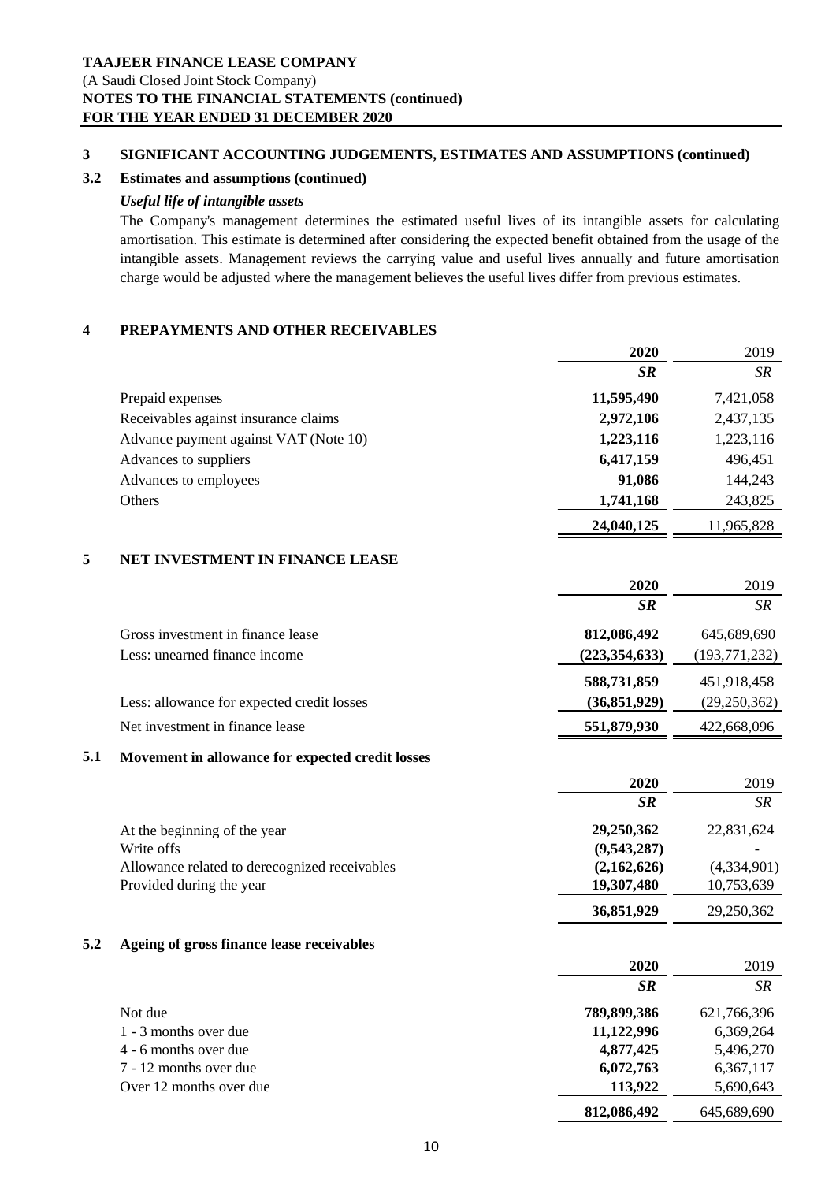**TAAJEER FINANCE LEASE COMPANY**
(A Saudi Closed Joint Stock Company)
**NOTES TO THE FINANCIAL STATEMENTS (continued)**
**FOR THE YEAR ENDED 31 DECEMBER 2020**

## 3 SIGNIFICANT ACCOUNTING JUDGEMENTS, ESTIMATES AND ASSUMPTIONS (continued)

### 3.2 Estimates and assumptions (continued)

***Useful life of intangible assets***

The Company's management determines the estimated useful lives of its intangible assets for calculating amortisation. This estimate is determined after considering the expected benefit obtained from the usage of the intangible assets. Management reviews the carrying value and useful lives annually and future amortisation charge would be adjusted where the management believes the useful lives differ from previous estimates.

## 4 PREPAYMENTS AND OTHER RECEIVABLES

| | **2020** | 2019 |
|---|---|---|
| | ***SR*** | *SR* |
| Prepaid expenses | **11,595,490** | 7,421,058 |
| Receivables against insurance claims | **2,972,106** | 2,437,135 |
| Advance payment against VAT (Note 10) | **1,223,116** | 1,223,116 |
| Advances to suppliers | **6,417,159** | 496,451 |
| Advances to employees | **91,086** | 144,243 |
| Others | **1,741,168** | 243,825 |
| | **24,040,125** | 11,965,828 |

## 5 NET INVESTMENT IN FINANCE LEASE

| | **2020** | 2019 |
|---|---|---|
| | ***SR*** | *SR* |
| Gross investment in finance lease | **812,086,492** | 645,689,690 |
| Less: unearned finance income | **(223,354,633)** | (193,771,232) |
| | **588,731,859** | 451,918,458 |
| Less: allowance for expected credit losses | **(36,851,929)** | (29,250,362) |
| Net investment in finance lease | **551,879,930** | 422,668,096 |

### 5.1 Movement in allowance for expected credit losses

| | **2020** | 2019 |
|---|---|---|
| | ***SR*** | *SR* |
| At the beginning of the year | **29,250,362** | 22,831,624 |
| Write offs | **(9,543,287)** | - |
| Allowance related to derecognized receivables | **(2,162,626)** | (4,334,901) |
| Provided during the year | **19,307,480** | 10,753,639 |
| | **36,851,929** | 29,250,362 |

### 5.2 Ageing of gross finance lease receivables

| | **2020** | 2019 |
|---|---|---|
| | ***SR*** | *SR* |
| Not due | **789,899,386** | 621,766,396 |
| 1 - 3 months over due | **11,122,996** | 6,369,264 |
| 4 - 6 months over due | **4,877,425** | 5,496,270 |
| 7 - 12 months over due | **6,072,763** | 6,367,117 |
| Over 12 months over due | **113,922** | 5,690,643 |
| | **812,086,492** | 645,689,690 |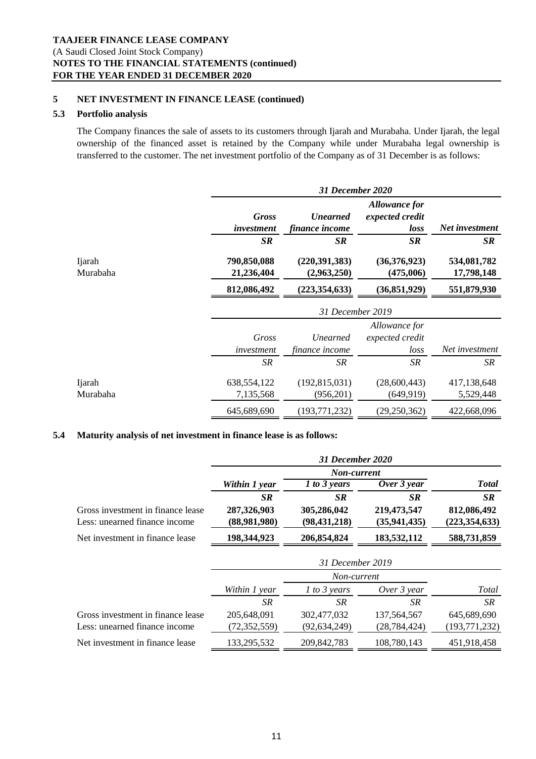**TAAJEER FINANCE LEASE COMPANY**
(A Saudi Closed Joint Stock Company)
**NOTES TO THE FINANCIAL STATEMENTS (continued)**
**FOR THE YEAR ENDED 31 DECEMBER 2020**

## 5 NET INVESTMENT IN FINANCE LEASE (continued)

### 5.3 Portfolio analysis

The Company finances the sale of assets to its customers through Ijarah and Murabaha. Under Ijarah, the legal ownership of the financed asset is retained by the Company while under Murabaha legal ownership is transferred to the customer. The net investment portfolio of the Company as of 31 December is as follows:

| | ***31 December 2020*** | | | |
|---|---|---|---|---|
| | ***Gross investment*** | ***Unearned finance income*** | ***Allowance for expected credit loss*** | ***Net investment*** |
| | ***SR*** | ***SR*** | ***SR*** | ***SR*** |
| Ijarah | **790,850,088** | **(220,391,383)** | **(36,376,923)** | **534,081,782** |
| Murabaha | **21,236,404** | **(2,963,250)** | **(475,006)** | **17,798,148** |
| | **812,086,492** | **(223,354,633)** | **(36,851,929)** | **551,879,930** |

| | *31 December 2019* | | | |
|---|---|---|---|---|
| | *Gross investment* | *Unearned finance income* | *Allowance for expected credit loss* | *Net investment* |
| | *SR* | *SR* | *SR* | *SR* |
| Ijarah | 638,554,122 | (192,815,031) | (28,600,443) | 417,138,648 |
| Murabaha | 7,135,568 | (956,201) | (649,919) | 5,529,448 |
| | 645,689,690 | (193,771,232) | (29,250,362) | 422,668,096 |

### 5.4 Maturity analysis of net investment in finance lease is as follows:

| | ***31 December 2020*** | | | |
|---|---|---|---|---|
| | | ***Non-current*** | | |
| | ***Within 1 year*** | ***1 to 3 years*** | ***Over 3 year*** | ***Total*** |
| | ***SR*** | ***SR*** | ***SR*** | ***SR*** |
| Gross investment in finance lease | **287,326,903** | **305,286,042** | **219,473,547** | **812,086,492** |
| Less: unearned finance income | **(88,981,980)** | **(98,431,218)** | **(35,941,435)** | **(223,354,633)** |
| Net investment in finance lease | **198,344,923** | **206,854,824** | **183,532,112** | **588,731,859** |

| | *31 December 2019* | | | |
|---|---|---|---|---|
| | | *Non-current* | | |
| | *Within 1 year* | *1 to 3 years* | *Over 3 year* | *Total* |
| | *SR* | *SR* | *SR* | *SR* |
| Gross investment in finance lease | 205,648,091 | 302,477,032 | 137,564,567 | 645,689,690 |
| Less: unearned finance income | (72,352,559) | (92,634,249) | (28,784,424) | (193,771,232) |
| Net investment in finance lease | 133,295,532 | 209,842,783 | 108,780,143 | 451,918,458 |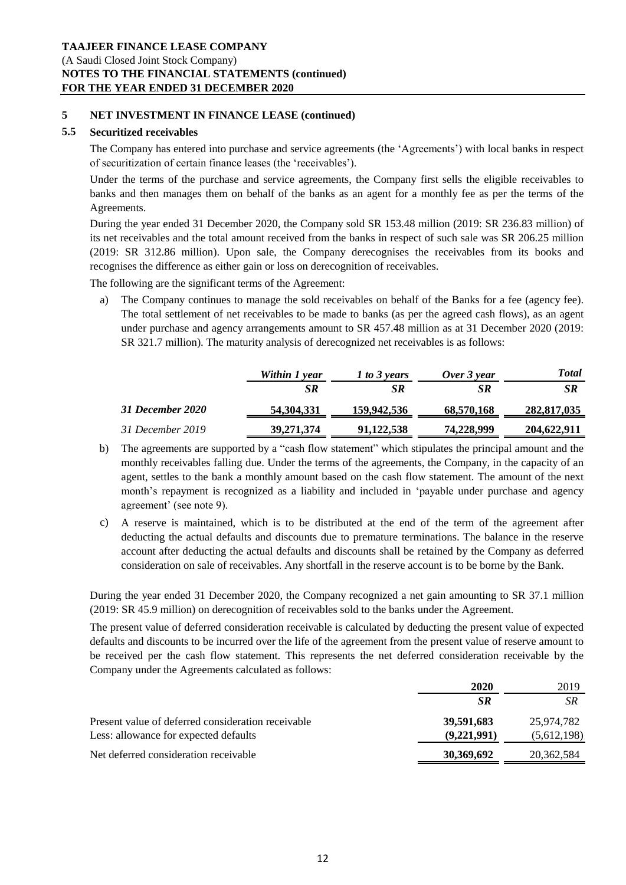## 5 NET INVESTMENT IN FINANCE LEASE (continued)

### 5.5 Securitized receivables

The Company has entered into purchase and service agreements (the 'Agreements') with local banks in respect of securitization of certain finance leases (the 'receivables').

Under the terms of the purchase and service agreements, the Company first sells the eligible receivables to banks and then manages them on behalf of the banks as an agent for a monthly fee as per the terms of the Agreements.

During the year ended 31 December 2020, the Company sold SR 153.48 million (2019: SR 236.83 million) of its net receivables and the total amount received from the banks in respect of such sale was SR 206.25 million (2019: SR 312.86 million). Upon sale, the Company derecognises the receivables from its books and recognises the difference as either gain or loss on derecognition of receivables.

The following are the significant terms of the Agreement:

a) The Company continues to manage the sold receivables on behalf of the Banks for a fee (agency fee). The total settlement of net receivables to be made to banks (as per the agreed cash flows), as an agent under purchase and agency arrangements amount to SR 457.48 million as at 31 December 2020 (2019: SR 321.7 million). The maturity analysis of derecognized net receivables is as follows:

| | *Within 1 year* | *1 to 3 years* | *Over 3 year* | *Total* |
|---|---|---|---|---|
| | ***SR*** | ***SR*** | ***SR*** | ***SR*** |
| ***31 December 2020*** | **54,304,331** | **159,942,536** | **68,570,168** | **282,817,035** |
| *31 December 2019* | 39,271,374 | 91,122,538 | 74,228,999 | 204,622,911 |

b) The agreements are supported by a "cash flow statement" which stipulates the principal amount and the monthly receivables falling due. Under the terms of the agreements, the Company, in the capacity of an agent, settles to the bank a monthly amount based on the cash flow statement. The amount of the next month's repayment is recognized as a liability and included in 'payable under purchase and agency agreement' (see note 9).

c) A reserve is maintained, which is to be distributed at the end of the term of the agreement after deducting the actual defaults and discounts due to premature terminations. The balance in the reserve account after deducting the actual defaults and discounts shall be retained by the Company as deferred consideration on sale of receivables. Any shortfall in the reserve account is to be borne by the Bank.

During the year ended 31 December 2020, the Company recognized a net gain amounting to SR 37.1 million (2019: SR 45.9 million) on derecognition of receivables sold to the banks under the Agreement.

The present value of deferred consideration receivable is calculated by deducting the present value of expected defaults and discounts to be incurred over the life of the agreement from the present value of reserve amount to be received per the cash flow statement. This represents the net deferred consideration receivable by the Company under the Agreements calculated as follows:

| | **2020** | 2019 |
|---|---|---|
| | ***SR*** | *SR* |
| Present value of deferred consideration receivable | **39,591,683** | 25,974,782 |
| Less: allowance for expected defaults | **(9,221,991)** | (5,612,198) |
| Net deferred consideration receivable | **30,369,692** | 20,362,584 |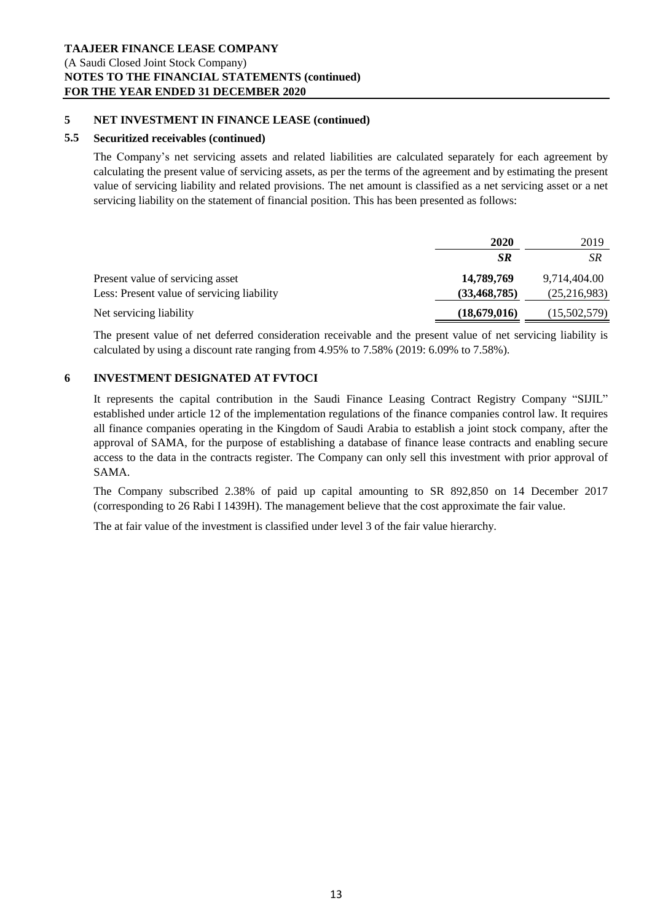## 5 NET INVESTMENT IN FINANCE LEASE (continued)

### 5.5 Securitized receivables (continued)

The Company's net servicing assets and related liabilities are calculated separately for each agreement by calculating the present value of servicing assets, as per the terms of the agreement and by estimating the present value of servicing liability and related provisions. The net amount is classified as a net servicing asset or a net servicing liability on the statement of financial position. This has been presented as follows:

| | **2020** | 2019 |
|---|---|---|
| | ***SR*** | *SR* |
| Present value of servicing asset | **14,789,769** | 9,714,404.00 |
| Less: Present value of servicing liability | **(33,468,785)** | (25,216,983) |
| Net servicing liability | **(18,679,016)** | (15,502,579) |

The present value of net deferred consideration receivable and the present value of net servicing liability is calculated by using a discount rate ranging from 4.95% to 7.58% (2019: 6.09% to 7.58%).

## 6 INVESTMENT DESIGNATED AT FVTOCI

It represents the capital contribution in the Saudi Finance Leasing Contract Registry Company "SIJIL" established under article 12 of the implementation regulations of the finance companies control law. It requires all finance companies operating in the Kingdom of Saudi Arabia to establish a joint stock company, after the approval of SAMA, for the purpose of establishing a database of finance lease contracts and enabling secure access to the data in the contracts register. The Company can only sell this investment with prior approval of SAMA.

The Company subscribed 2.38% of paid up capital amounting to SR 892,850 on 14 December 2017 (corresponding to 26 Rabi I 1439H). The management believe that the cost approximate the fair value.

The at fair value of the investment is classified under level 3 of the fair value hierarchy.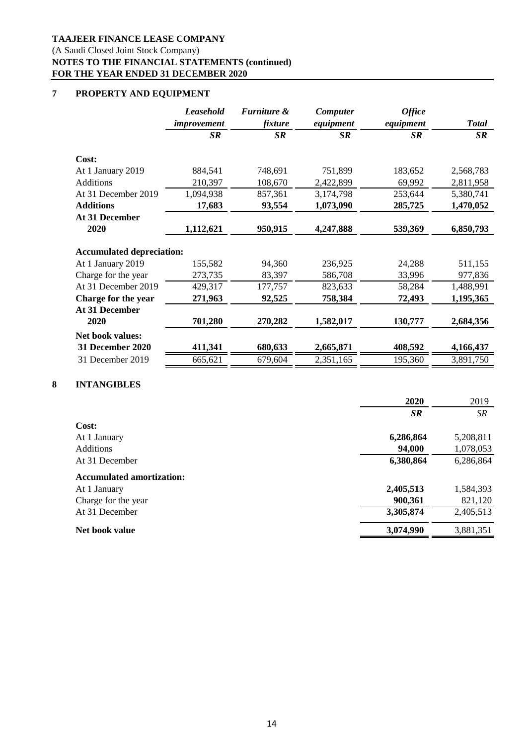**TAAJEER FINANCE LEASE COMPANY**
(A Saudi Closed Joint Stock Company)
**NOTES TO THE FINANCIAL STATEMENTS (continued)**
**FOR THE YEAR ENDED 31 DECEMBER 2020**

## 7 PROPERTY AND EQUIPMENT

| | *Leasehold improvement* | *Furniture & fixture* | *Computer equipment* | *Office equipment* | *Total* |
|---|---|---|---|---|---|
| | ***SR*** | ***SR*** | ***SR*** | ***SR*** | ***SR*** |
| **Cost:** | | | | | |
| At 1 January 2019 | 884,541 | 748,691 | 751,899 | 183,652 | 2,568,783 |
| Additions | 210,397 | 108,670 | 2,422,899 | 69,992 | 2,811,958 |
| At 31 December 2019 | 1,094,938 | 857,361 | 3,174,798 | 253,644 | 5,380,741 |
| **Additions** | **17,683** | **93,554** | **1,073,090** | **285,725** | **1,470,052** |
| **At 31 December 2020** | **1,112,621** | **950,915** | **4,247,888** | **539,369** | **6,850,793** |
| **Accumulated depreciation:** | | | | | |
| At 1 January 2019 | 155,582 | 94,360 | 236,925 | 24,288 | 511,155 |
| Charge for the year | 273,735 | 83,397 | 586,708 | 33,996 | 977,836 |
| At 31 December 2019 | 429,317 | 177,757 | 823,633 | 58,284 | 1,488,991 |
| **Charge for the year** | **271,963** | **92,525** | **758,384** | **72,493** | **1,195,365** |
| **At 31 December 2020** | **701,280** | **270,282** | **1,582,017** | **130,777** | **2,684,356** |
| **Net book values:** | | | | | |
| **31 December 2020** | **411,341** | **680,633** | **2,665,871** | **408,592** | **4,166,437** |
| 31 December 2019 | 665,621 | 679,604 | 2,351,165 | 195,360 | 3,891,750 |

## 8 INTANGIBLES

| | **2020** | 2019 |
|---|---|---|
| | ***SR*** | *SR* |
| **Cost:** | | |
| At 1 January | **6,286,864** | 5,208,811 |
| Additions | **94,000** | 1,078,053 |
| At 31 December | **6,380,864** | 6,286,864 |
| **Accumulated amortization:** | | |
| At 1 January | **2,405,513** | 1,584,393 |
| Charge for the year | **900,361** | 821,120 |
| At 31 December | **3,305,874** | 2,405,513 |
| **Net book value** | **3,074,990** | 3,881,351 |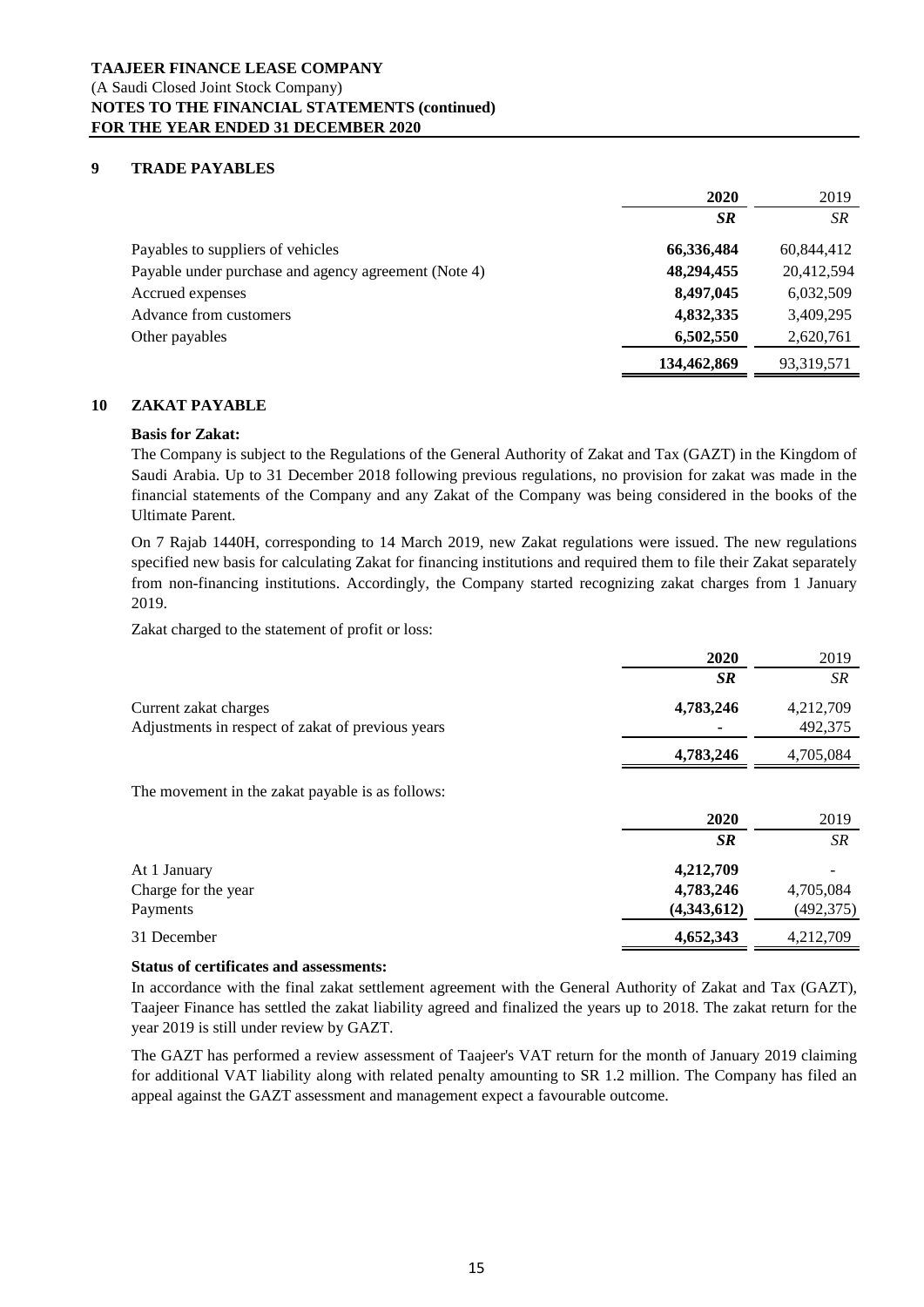## 9 TRADE PAYABLES

| | 2020 | 2019 |
|---|---|---|
| | *SR* | *SR* |
| Payables to suppliers of vehicles | **66,336,484** | 60,844,412 |
| Payable under purchase and agency agreement (Note 4) | **48,294,455** | 20,412,594 |
| Accrued expenses | **8,497,045** | 6,032,509 |
| Advance from customers | **4,832,335** | 3,409,295 |
| Other payables | **6,502,550** | 2,620,761 |
| | **134,462,869** | 93,319,571 |

## 10 ZAKAT PAYABLE

**Basis for Zakat:**

The Company is subject to the Regulations of the General Authority of Zakat and Tax (GAZT) in the Kingdom of Saudi Arabia. Up to 31 December 2018 following previous regulations, no provision for zakat was made in the financial statements of the Company and any Zakat of the Company was being considered in the books of the Ultimate Parent.

On 7 Rajab 1440H, corresponding to 14 March 2019, new Zakat regulations were issued. The new regulations specified new basis for calculating Zakat for financing institutions and required them to file their Zakat separately from non-financing institutions. Accordingly, the Company started recognizing zakat charges from 1 January 2019.

Zakat charged to the statement of profit or loss:

| | 2020 | 2019 |
|---|---|---|
| | *SR* | *SR* |
| Current zakat charges | **4,783,246** | 4,212,709 |
| Adjustments in respect of zakat of previous years | **-** | 492,375 |
| | **4,783,246** | 4,705,084 |

The movement in the zakat payable is as follows:

| | 2020 | 2019 |
|---|---|---|
| | *SR* | *SR* |
| At 1 January | **4,212,709** | - |
| Charge for the year | **4,783,246** | 4,705,084 |
| Payments | **(4,343,612)** | (492,375) |
| 31 December | **4,652,343** | 4,212,709 |

**Status of certificates and assessments:**

In accordance with the final zakat settlement agreement with the General Authority of Zakat and Tax (GAZT), Taajeer Finance has settled the zakat liability agreed and finalized the years up to 2018. The zakat return for the year 2019 is still under review by GAZT.

The GAZT has performed a review assessment of Taajeer's VAT return for the month of January 2019 claiming for additional VAT liability along with related penalty amounting to SR 1.2 million. The Company has filed an appeal against the GAZT assessment and management expect a favourable outcome.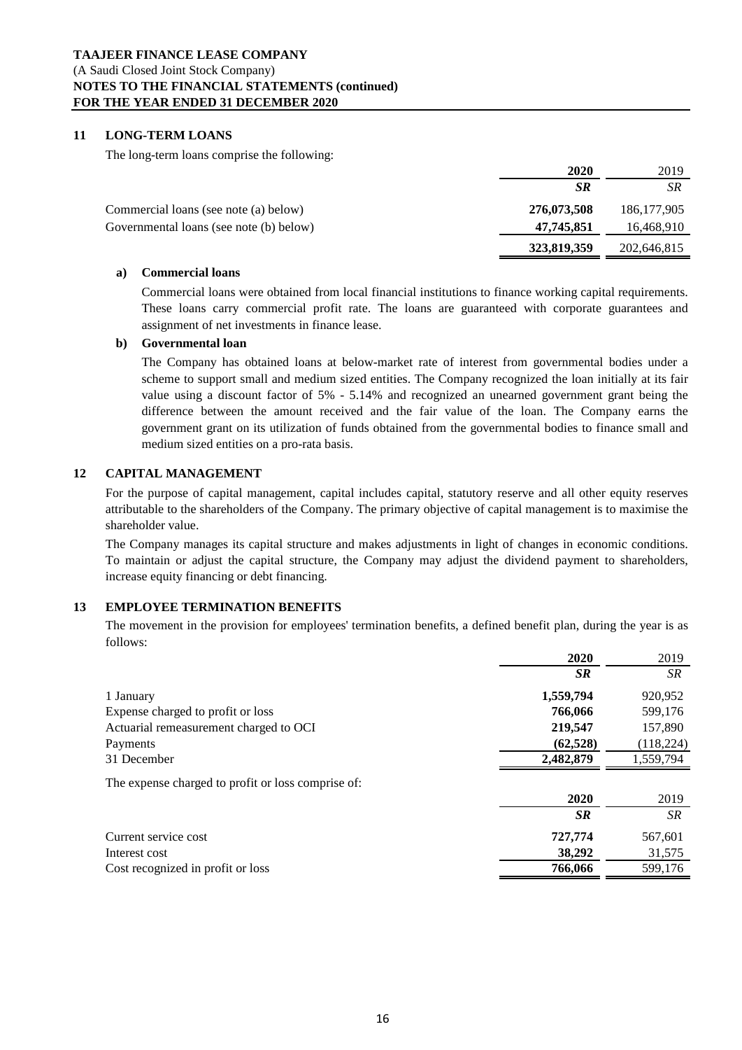## 11 LONG-TERM LOANS

The long-term loans comprise the following:

| | 2020 | 2019 |
|---|---|---|
| | *SR* | *SR* |
| Commercial loans (see note (a) below) | **276,073,508** | 186,177,905 |
| Governmental loans (see note (b) below) | **47,745,851** | 16,468,910 |
| | **323,819,359** | 202,646,815 |

### a) Commercial loans

Commercial loans were obtained from local financial institutions to finance working capital requirements. These loans carry commercial profit rate. The loans are guaranteed with corporate guarantees and assignment of net investments in finance lease.

### b) Governmental loan

The Company has obtained loans at below-market rate of interest from governmental bodies under a scheme to support small and medium sized entities. The Company recognized the loan initially at its fair value using a discount factor of 5% - 5.14% and recognized an unearned government grant being the difference between the amount received and the fair value of the loan. The Company earns the government grant on its utilization of funds obtained from the governmental bodies to finance small and medium sized entities on a pro-rata basis.

## 12 CAPITAL MANAGEMENT

For the purpose of capital management, capital includes capital, statutory reserve and all other equity reserves attributable to the shareholders of the Company. The primary objective of capital management is to maximise the shareholder value.

The Company manages its capital structure and makes adjustments in light of changes in economic conditions. To maintain or adjust the capital structure, the Company may adjust the dividend payment to shareholders, increase equity financing or debt financing.

## 13 EMPLOYEE TERMINATION BENEFITS

The movement in the provision for employees' termination benefits, a defined benefit plan, during the year is as follows:

| | 2020 | 2019 |
|---|---|---|
| | *SR* | *SR* |
| 1 January | **1,559,794** | 920,952 |
| Expense charged to profit or loss | **766,066** | 599,176 |
| Actuarial remeasurement charged to OCI | **219,547** | 157,890 |
| Payments | **(62,528)** | (118,224) |
| 31 December | **2,482,879** | 1,559,794 |

The expense charged to profit or loss comprise of:

| | 2020 | 2019 |
|---|---|---|
| | *SR* | *SR* |
| Current service cost | **727,774** | 567,601 |
| Interest cost | **38,292** | 31,575 |
| Cost recognized in profit or loss | **766,066** | 599,176 |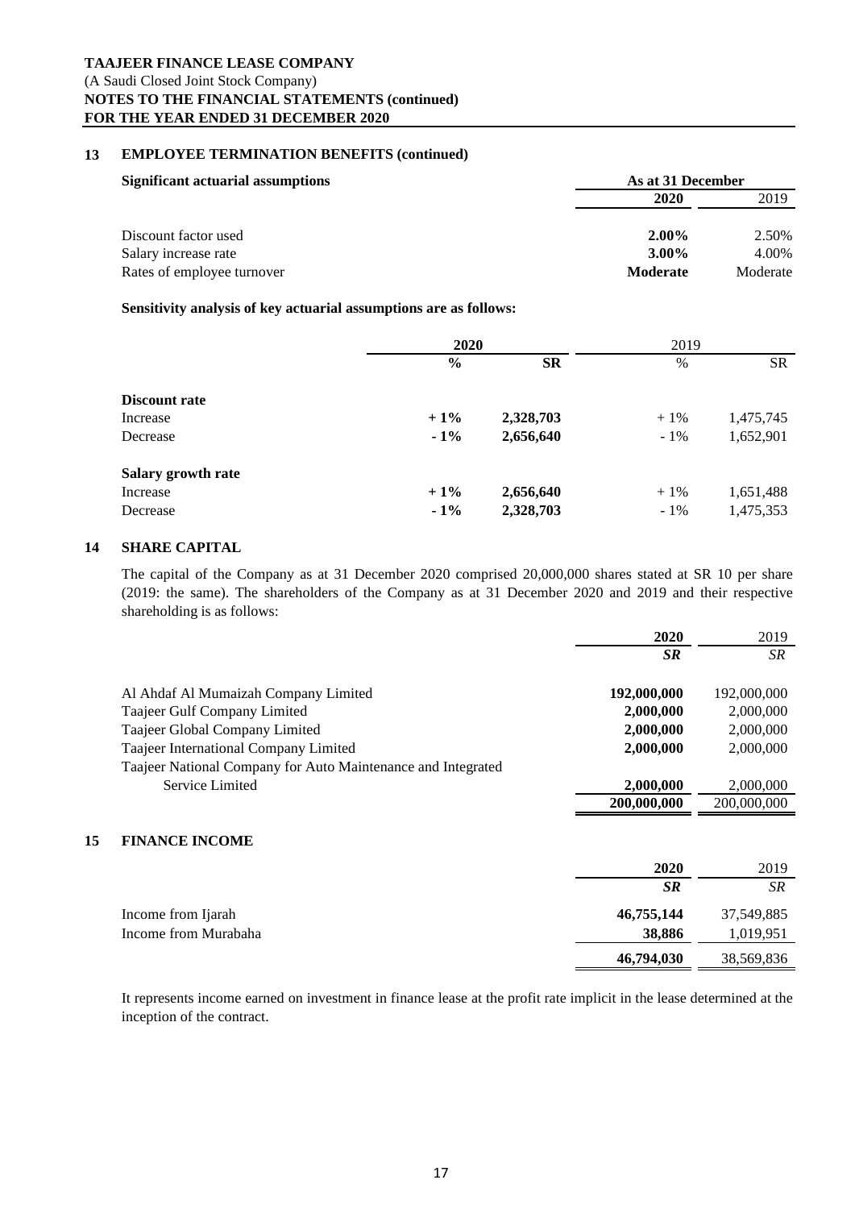## 13 EMPLOYEE TERMINATION BENEFITS (continued)

| Significant actuarial assumptions | As at 31 December | |
|---|---|---|
| | **2020** | 2019 |
| Discount factor used | **2.00%** | 2.50% |
| Salary increase rate | **3.00%** | 4.00% |
| Rates of employee turnover | **Moderate** | Moderate |

**Sensitivity analysis of key actuarial assumptions are as follows:**

| | **2020** | | 2019 | |
|---|---|---|---|---|
| | **%** | **SR** | % | SR |
| **Discount rate** | | | | |
| Increase | **+ 1%** | **2,328,703** | + 1% | 1,475,745 |
| Decrease | **- 1%** | **2,656,640** | - 1% | 1,652,901 |
| **Salary growth rate** | | | | |
| Increase | **+ 1%** | **2,656,640** | + 1% | 1,651,488 |
| Decrease | **- 1%** | **2,328,703** | - 1% | 1,475,353 |

## 14 SHARE CAPITAL

The capital of the Company as at 31 December 2020 comprised 20,000,000 shares stated at SR 10 per share (2019: the same). The shareholders of the Company as at 31 December 2020 and 2019 and their respective shareholding is as follows:

| | **2020** | 2019 |
|---|---|---|
| | ***SR*** | *SR* |
| Al Ahdaf Al Mumaizah Company Limited | **192,000,000** | 192,000,000 |
| Taajeer Gulf Company Limited | **2,000,000** | 2,000,000 |
| Taajeer Global Company Limited | **2,000,000** | 2,000,000 |
| Taajeer International Company Limited | **2,000,000** | 2,000,000 |
| Taajeer National Company for Auto Maintenance and Integrated Service Limited | **2,000,000** | 2,000,000 |
| | **200,000,000** | 200,000,000 |

## 15 FINANCE INCOME

| | **2020** | 2019 |
|---|---|---|
| | ***SR*** | *SR* |
| Income from Ijarah | **46,755,144** | 37,549,885 |
| Income from Murabaha | **38,886** | 1,019,951 |
| | **46,794,030** | 38,569,836 |

It represents income earned on investment in finance lease at the profit rate implicit in the lease determined at the inception of the contract.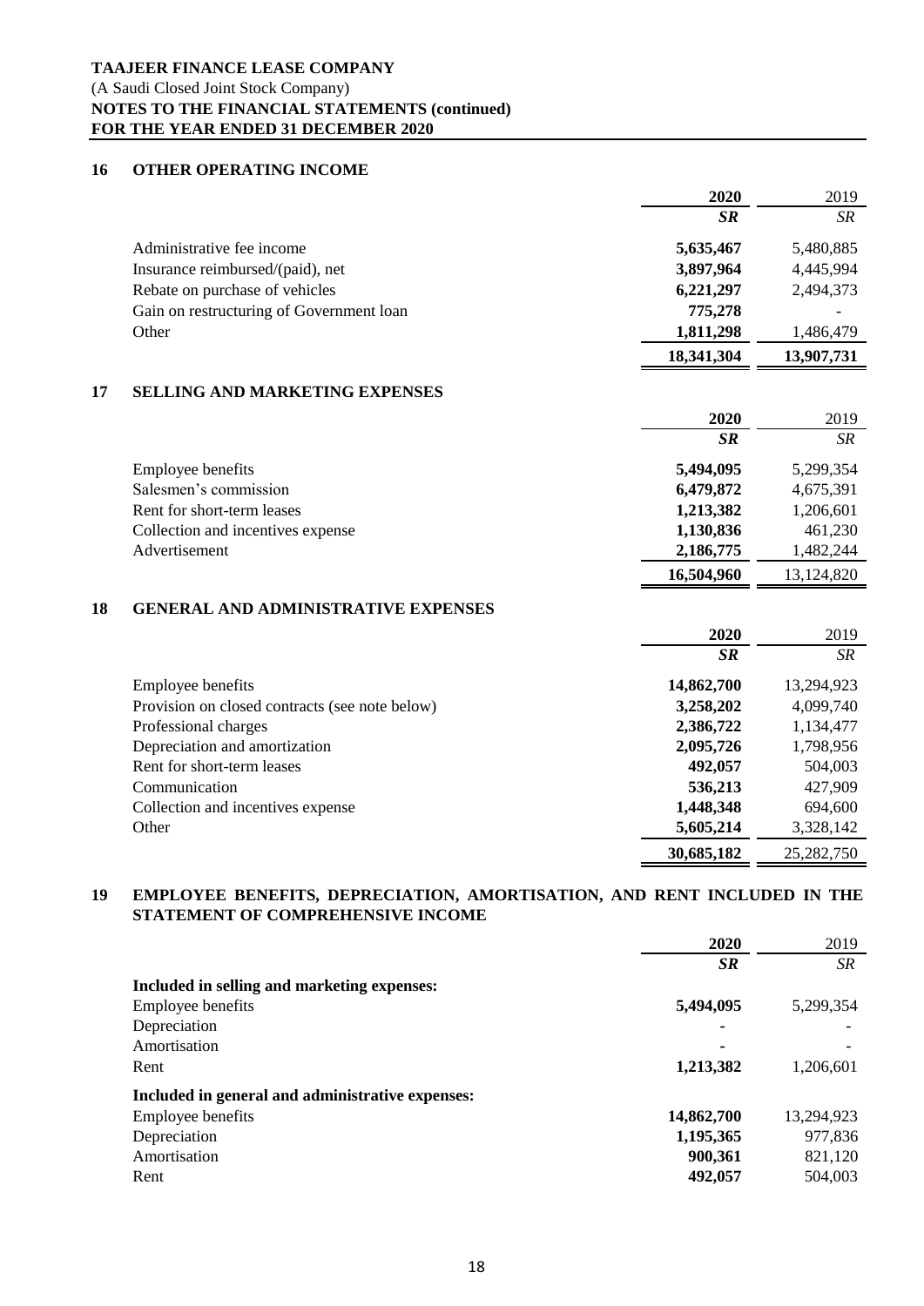**TAAJEER FINANCE LEASE COMPANY**
(A Saudi Closed Joint Stock Company)
**NOTES TO THE FINANCIAL STATEMENTS (continued)**
**FOR THE YEAR ENDED 31 DECEMBER 2020**

## 16 OTHER OPERATING INCOME

| | 2020 | 2019 |
|---|---|---|
| | *SR* | *SR* |
| Administrative fee income | **5,635,467** | 5,480,885 |
| Insurance reimbursed/(paid), net | **3,897,964** | 4,445,994 |
| Rebate on purchase of vehicles | **6,221,297** | 2,494,373 |
| Gain on restructuring of Government loan | **775,278** | - |
| Other | **1,811,298** | 1,486,479 |
| | **18,341,304** | **13,907,731** |

## 17 SELLING AND MARKETING EXPENSES

| | 2020 | 2019 |
|---|---|---|
| | *SR* | *SR* |
| Employee benefits | **5,494,095** | 5,299,354 |
| Salesmen's commission | **6,479,872** | 4,675,391 |
| Rent for short-term leases | **1,213,382** | 1,206,601 |
| Collection and incentives expense | **1,130,836** | 461,230 |
| Advertisement | **2,186,775** | 1,482,244 |
| | **16,504,960** | 13,124,820 |

## 18 GENERAL AND ADMINISTRATIVE EXPENSES

| | 2020 | 2019 |
|---|---|---|
| | *SR* | *SR* |
| Employee benefits | **14,862,700** | 13,294,923 |
| Provision on closed contracts (see note below) | **3,258,202** | 4,099,740 |
| Professional charges | **2,386,722** | 1,134,477 |
| Depreciation and amortization | **2,095,726** | 1,798,956 |
| Rent for short-term leases | **492,057** | 504,003 |
| Communication | **536,213** | 427,909 |
| Collection and incentives expense | **1,448,348** | 694,600 |
| Other | **5,605,214** | 3,328,142 |
| | **30,685,182** | 25,282,750 |

## 19 EMPLOYEE BENEFITS, DEPRECIATION, AMORTISATION, AND RENT INCLUDED IN THE STATEMENT OF COMPREHENSIVE INCOME

| | 2020 | 2019 |
|---|---|---|
| | *SR* | *SR* |
| **Included in selling and marketing expenses:** | | |
| Employee benefits | **5,494,095** | 5,299,354 |
| Depreciation | - | - |
| Amortisation | - | - |
| Rent | **1,213,382** | 1,206,601 |
| **Included in general and administrative expenses:** | | |
| Employee benefits | **14,862,700** | 13,294,923 |
| Depreciation | **1,195,365** | 977,836 |
| Amortisation | **900,361** | 821,120 |
| Rent | **492,057** | 504,003 |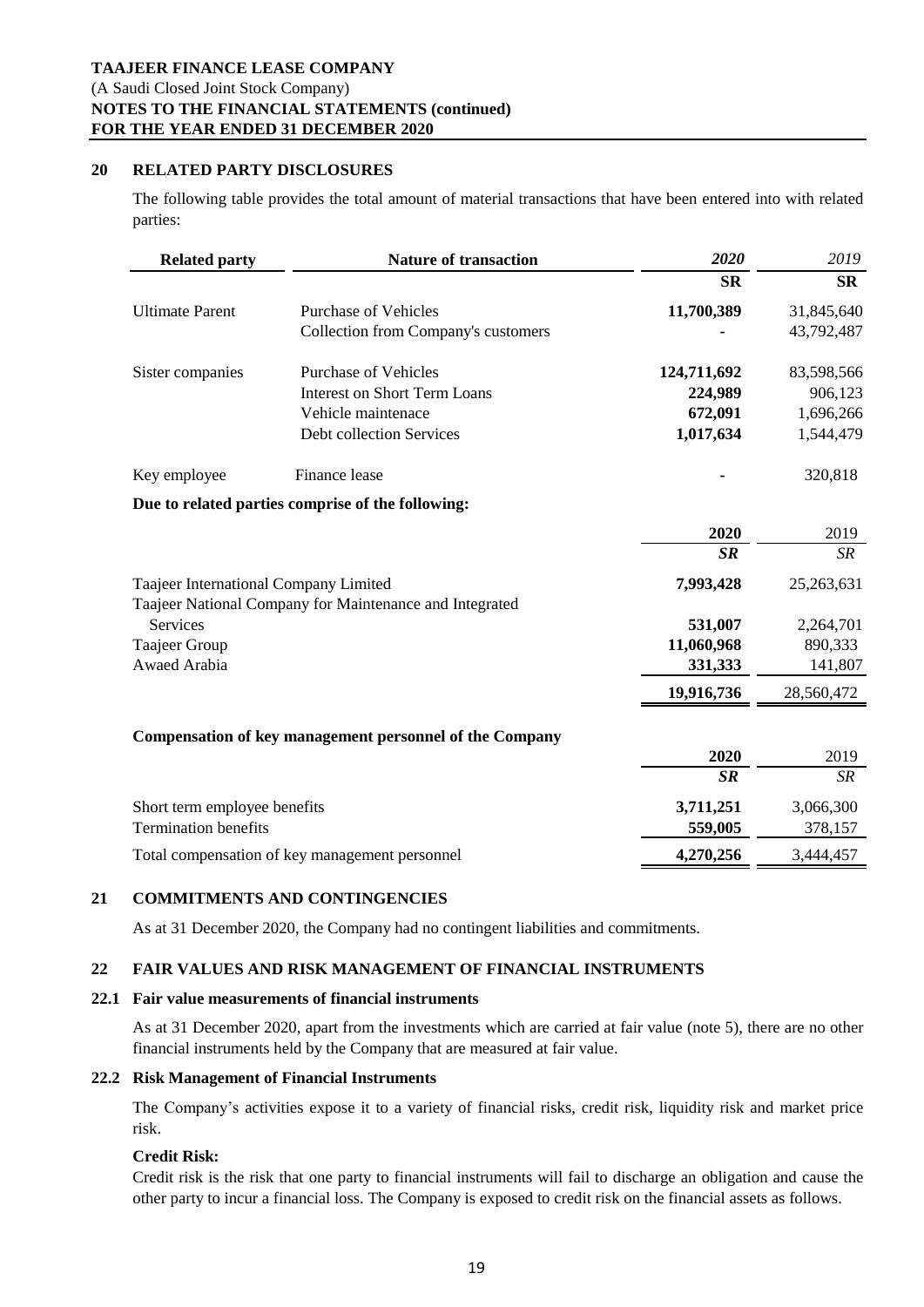## 20 RELATED PARTY DISCLOSURES

The following table provides the total amount of material transactions that have been entered into with related parties:

| Related party | Nature of transaction | *2020* | *2019* |
|---|---|---|---|
| | | **SR** | **SR** |
| Ultimate Parent | Purchase of Vehicles | **11,700,389** | 31,845,640 |
| | Collection from Company's customers | **-** | 43,792,487 |
| Sister companies | Purchase of Vehicles | **124,711,692** | 83,598,566 |
| | Interest on Short Term Loans | **224,989** | 906,123 |
| | Vehicle maintenace | **672,091** | 1,696,266 |
| | Debt collection Services | **1,017,634** | 1,544,479 |
| Key employee | Finance lease | **-** | 320,818 |

**Due to related parties comprise of the following:**

| | **2020** | 2019 |
|---|---|---|
| | ***SR*** | *SR* |
| Taajeer International Company Limited | **7,993,428** | 25,263,631 |
| Taajeer National Company for Maintenance and Integrated Services | **531,007** | 2,264,701 |
| Taajeer Group | **11,060,968** | 890,333 |
| Awaed Arabia | **331,333** | 141,807 |
| | **19,916,736** | 28,560,472 |

**Compensation of key management personnel of the Company**

| | **2020** | 2019 |
|---|---|---|
| | ***SR*** | *SR* |
| Short term employee benefits | **3,711,251** | 3,066,300 |
| Termination benefits | **559,005** | 378,157 |
| Total compensation of key management personnel | **4,270,256** | 3,444,457 |

## 21 COMMITMENTS AND CONTINGENCIES

As at 31 December 2020, the Company had no contingent liabilities and commitments.

## 22 FAIR VALUES AND RISK MANAGEMENT OF FINANCIAL INSTRUMENTS

### 22.1 Fair value measurements of financial instruments

As at 31 December 2020, apart from the investments which are carried at fair value (note 5), there are no other financial instruments held by the Company that are measured at fair value.

### 22.2 Risk Management of Financial Instruments

The Company's activities expose it to a variety of financial risks, credit risk, liquidity risk and market price risk.

**Credit Risk:**

Credit risk is the risk that one party to financial instruments will fail to discharge an obligation and cause the other party to incur a financial loss. The Company is exposed to credit risk on the financial assets as follows.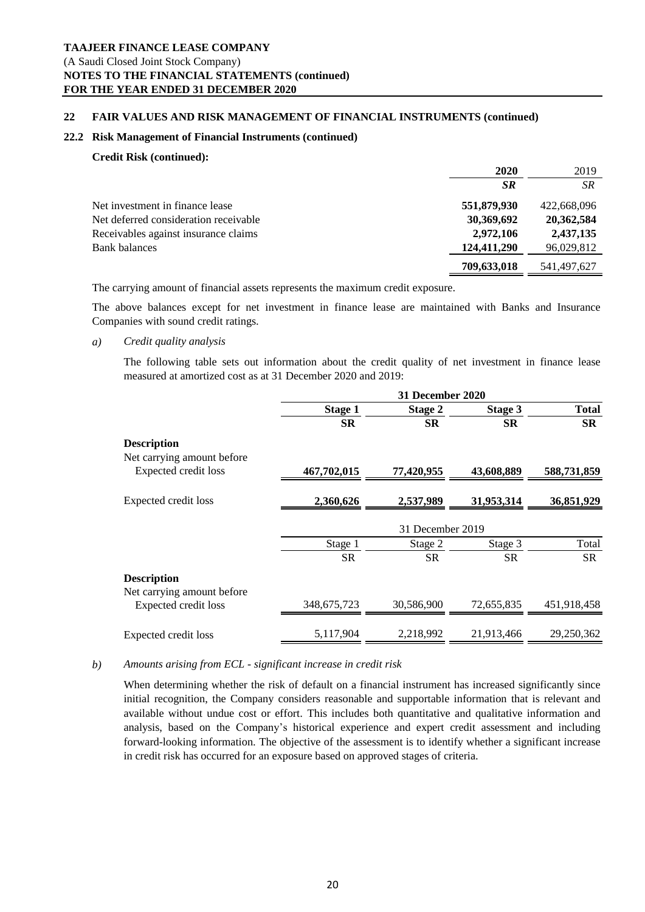**TAAJEER FINANCE LEASE COMPANY**
(A Saudi Closed Joint Stock Company)
**NOTES TO THE FINANCIAL STATEMENTS (continued)**
**FOR THE YEAR ENDED 31 DECEMBER 2020**

## 22 FAIR VALUES AND RISK MANAGEMENT OF FINANCIAL INSTRUMENTS (continued)

### 22.2 Risk Management of Financial Instruments (continued)

**Credit Risk (continued):**

| | **2020** | 2019 |
|---|---|---|
| | ***SR*** | *SR* |
| Net investment in finance lease | **551,879,930** | 422,668,096 |
| Net deferred consideration receivable | **30,369,692** | **20,362,584** |
| Receivables against insurance claims | **2,972,106** | **2,437,135** |
| Bank balances | **124,411,290** | 96,029,812 |
| | **709,633,018** | 541,497,627 |

The carrying amount of financial assets represents the maximum credit exposure.

The above balances except for net investment in finance lease are maintained with Banks and Insurance Companies with sound credit ratings.

*a) Credit quality analysis*

The following table sets out information about the credit quality of net investment in finance lease measured at amortized cost as at 31 December 2020 and 2019:

| | **31 December 2020** | | | |
|---|---|---|---|---|
| | **Stage 1** | **Stage 2** | **Stage 3** | **Total** |
| | **SR** | **SR** | **SR** | **SR** |
| **Description** | | | | |
| Net carrying amount before Expected credit loss | **467,702,015** | **77,420,955** | **43,608,889** | **588,731,859** |
| Expected credit loss | **2,360,626** | **2,537,989** | **31,953,314** | **36,851,929** |

| | 31 December 2019 | | | |
|---|---|---|---|---|
| | Stage 1 | Stage 2 | Stage 3 | Total |
| | SR | SR | SR | SR |
| **Description** | | | | |
| Net carrying amount before Expected credit loss | 348,675,723 | 30,586,900 | 72,655,835 | 451,918,458 |
| Expected credit loss | 5,117,904 | 2,218,992 | 21,913,466 | 29,250,362 |

*b) Amounts arising from ECL - significant increase in credit risk*

When determining whether the risk of default on a financial instrument has increased significantly since initial recognition, the Company considers reasonable and supportable information that is relevant and available without undue cost or effort. This includes both quantitative and qualitative information and analysis, based on the Company's historical experience and expert credit assessment and including forward-looking information. The objective of the assessment is to identify whether a significant increase in credit risk has occurred for an exposure based on approved stages of criteria.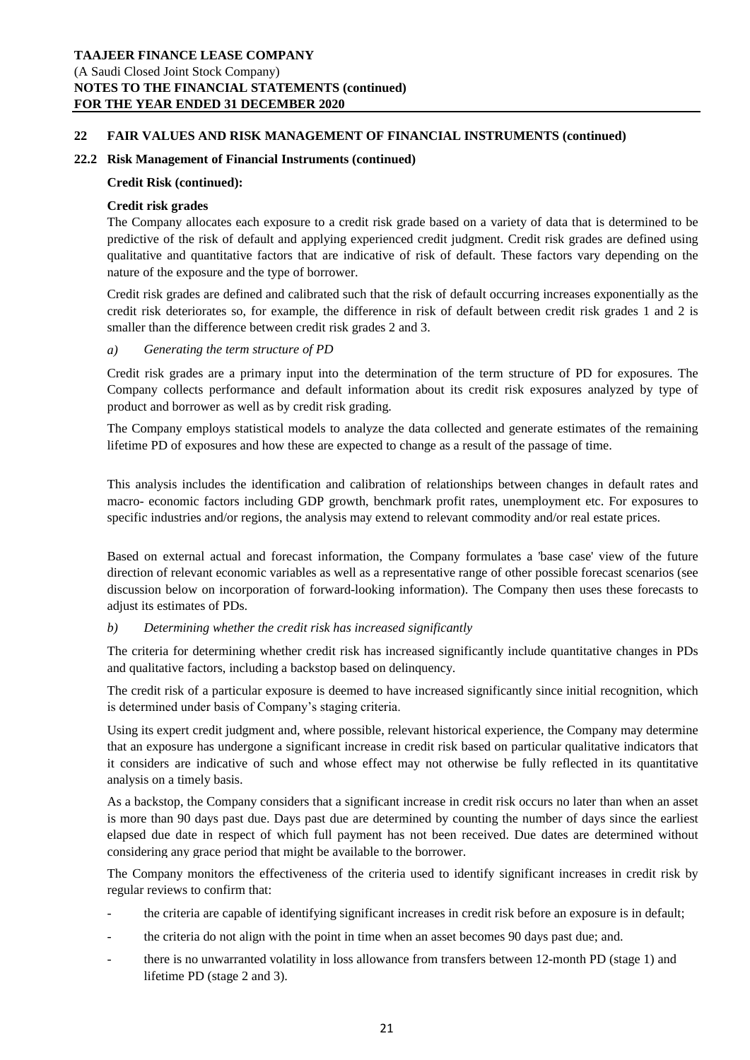## 22 FAIR VALUES AND RISK MANAGEMENT OF FINANCIAL INSTRUMENTS (continued)

### 22.2 Risk Management of Financial Instruments (continued)

**Credit Risk (continued):**

**Credit risk grades**

The Company allocates each exposure to a credit risk grade based on a variety of data that is determined to be predictive of the risk of default and applying experienced credit judgment. Credit risk grades are defined using qualitative and quantitative factors that are indicative of risk of default. These factors vary depending on the nature of the exposure and the type of borrower.

Credit risk grades are defined and calibrated such that the risk of default occurring increases exponentially as the credit risk deteriorates so, for example, the difference in risk of default between credit risk grades 1 and 2 is smaller than the difference between credit risk grades 2 and 3.

*a) Generating the term structure of PD*

Credit risk grades are a primary input into the determination of the term structure of PD for exposures. The Company collects performance and default information about its credit risk exposures analyzed by type of product and borrower as well as by credit risk grading.

The Company employs statistical models to analyze the data collected and generate estimates of the remaining lifetime PD of exposures and how these are expected to change as a result of the passage of time.

This analysis includes the identification and calibration of relationships between changes in default rates and macro- economic factors including GDP growth, benchmark profit rates, unemployment etc. For exposures to specific industries and/or regions, the analysis may extend to relevant commodity and/or real estate prices.

Based on external actual and forecast information, the Company formulates a 'base case' view of the future direction of relevant economic variables as well as a representative range of other possible forecast scenarios (see discussion below on incorporation of forward-looking information). The Company then uses these forecasts to adjust its estimates of PDs.

*b) Determining whether the credit risk has increased significantly*

The criteria for determining whether credit risk has increased significantly include quantitative changes in PDs and qualitative factors, including a backstop based on delinquency.

The credit risk of a particular exposure is deemed to have increased significantly since initial recognition, which is determined under basis of Company's staging criteria.

Using its expert credit judgment and, where possible, relevant historical experience, the Company may determine that an exposure has undergone a significant increase in credit risk based on particular qualitative indicators that it considers are indicative of such and whose effect may not otherwise be fully reflected in its quantitative analysis on a timely basis.

As a backstop, the Company considers that a significant increase in credit risk occurs no later than when an asset is more than 90 days past due. Days past due are determined by counting the number of days since the earliest elapsed due date in respect of which full payment has not been received. Due dates are determined without considering any grace period that might be available to the borrower.

The Company monitors the effectiveness of the criteria used to identify significant increases in credit risk by regular reviews to confirm that:

- the criteria are capable of identifying significant increases in credit risk before an exposure is in default;
- the criteria do not align with the point in time when an asset becomes 90 days past due; and.
- there is no unwarranted volatility in loss allowance from transfers between 12-month PD (stage 1) and lifetime PD (stage 2 and 3).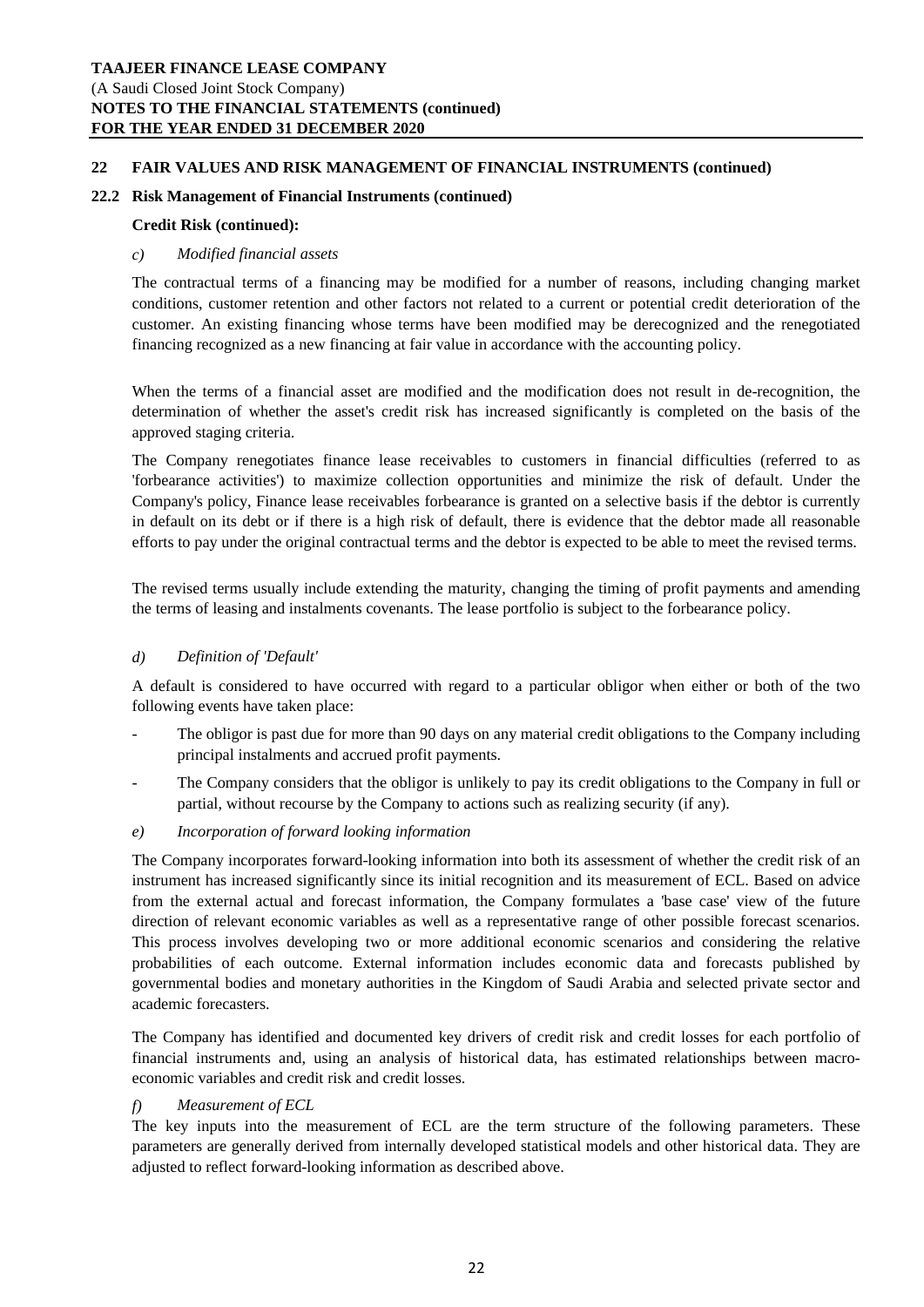## 22 FAIR VALUES AND RISK MANAGEMENT OF FINANCIAL INSTRUMENTS (continued)

### 22.2 Risk Management of Financial Instruments (continued)

**Credit Risk (continued):**

*c) Modified financial assets*

The contractual terms of a financing may be modified for a number of reasons, including changing market conditions, customer retention and other factors not related to a current or potential credit deterioration of the customer. An existing financing whose terms have been modified may be derecognized and the renegotiated financing recognized as a new financing at fair value in accordance with the accounting policy.

When the terms of a financial asset are modified and the modification does not result in de-recognition, the determination of whether the asset's credit risk has increased significantly is completed on the basis of the approved staging criteria.

The Company renegotiates finance lease receivables to customers in financial difficulties (referred to as 'forbearance activities') to maximize collection opportunities and minimize the risk of default. Under the Company's policy, Finance lease receivables forbearance is granted on a selective basis if the debtor is currently in default on its debt or if there is a high risk of default, there is evidence that the debtor made all reasonable efforts to pay under the original contractual terms and the debtor is expected to be able to meet the revised terms.

The revised terms usually include extending the maturity, changing the timing of profit payments and amending the terms of leasing and instalments covenants. The lease portfolio is subject to the forbearance policy.

*d) Definition of 'Default'*

A default is considered to have occurred with regard to a particular obligor when either or both of the two following events have taken place:

- The obligor is past due for more than 90 days on any material credit obligations to the Company including principal instalments and accrued profit payments.
- The Company considers that the obligor is unlikely to pay its credit obligations to the Company in full or partial, without recourse by the Company to actions such as realizing security (if any).

*e) Incorporation of forward looking information*

The Company incorporates forward-looking information into both its assessment of whether the credit risk of an instrument has increased significantly since its initial recognition and its measurement of ECL. Based on advice from the external actual and forecast information, the Company formulates a 'base case' view of the future direction of relevant economic variables as well as a representative range of other possible forecast scenarios. This process involves developing two or more additional economic scenarios and considering the relative probabilities of each outcome. External information includes economic data and forecasts published by governmental bodies and monetary authorities in the Kingdom of Saudi Arabia and selected private sector and academic forecasters.

The Company has identified and documented key drivers of credit risk and credit losses for each portfolio of financial instruments and, using an analysis of historical data, has estimated relationships between macro-economic variables and credit risk and credit losses.

*f) Measurement of ECL*

The key inputs into the measurement of ECL are the term structure of the following parameters. These parameters are generally derived from internally developed statistical models and other historical data. They are adjusted to reflect forward-looking information as described above.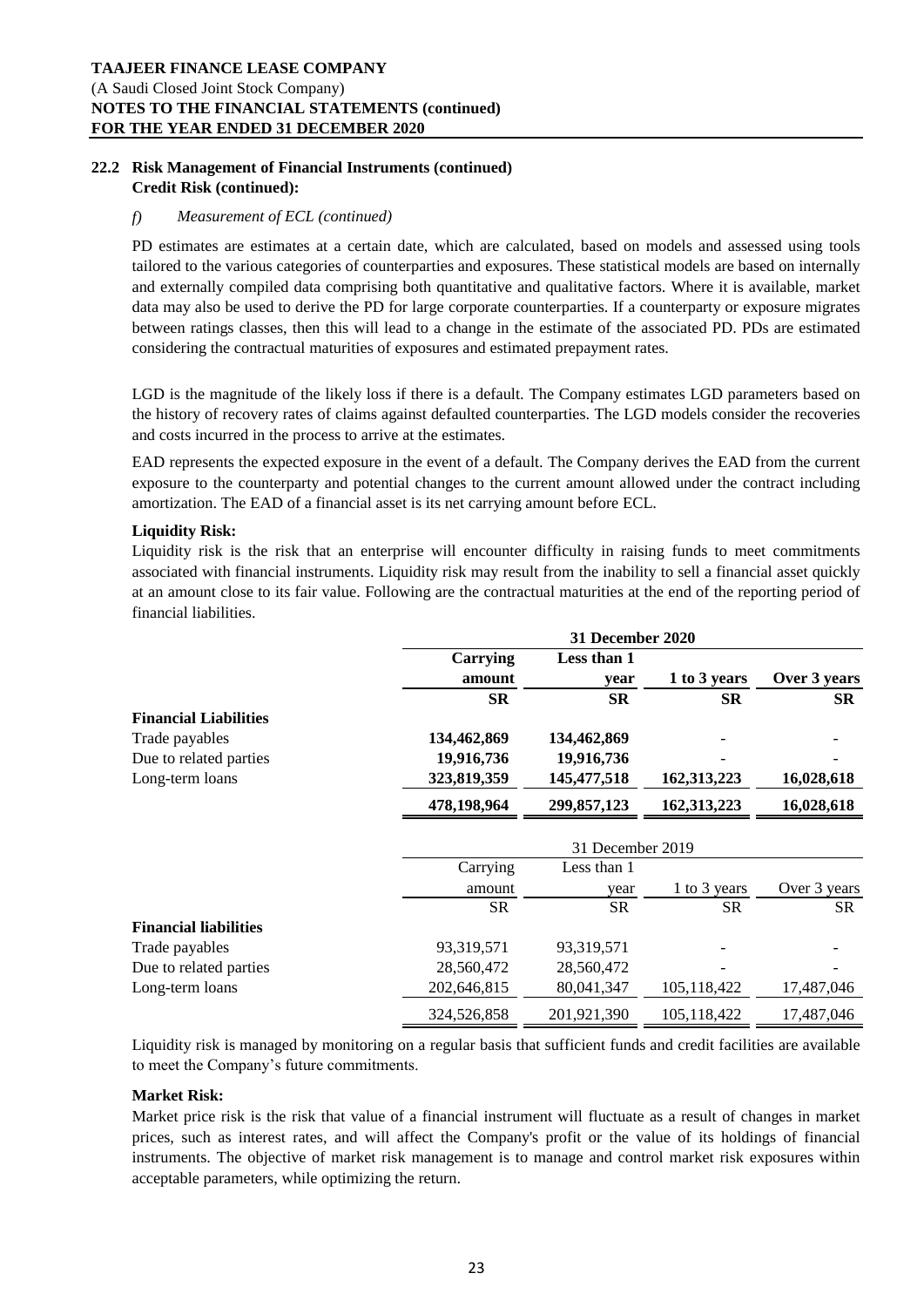**22.2 Risk Management of Financial Instruments (continued)**
**Credit Risk (continued):**

*f) Measurement of ECL (continued)*

PD estimates are estimates at a certain date, which are calculated, based on models and assessed using tools tailored to the various categories of counterparties and exposures. These statistical models are based on internally and externally compiled data comprising both quantitative and qualitative factors. Where it is available, market data may also be used to derive the PD for large corporate counterparties. If a counterparty or exposure migrates between ratings classes, then this will lead to a change in the estimate of the associated PD. PDs are estimated considering the contractual maturities of exposures and estimated prepayment rates.

LGD is the magnitude of the likely loss if there is a default. The Company estimates LGD parameters based on the history of recovery rates of claims against defaulted counterparties. The LGD models consider the recoveries and costs incurred in the process to arrive at the estimates.

EAD represents the expected exposure in the event of a default. The Company derives the EAD from the current exposure to the counterparty and potential changes to the current amount allowed under the contract including amortization. The EAD of a financial asset is its net carrying amount before ECL.

**Liquidity Risk:**

Liquidity risk is the risk that an enterprise will encounter difficulty in raising funds to meet commitments associated with financial instruments. Liquidity risk may result from the inability to sell a financial asset quickly at an amount close to its fair value. Following are the contractual maturities at the end of the reporting period of financial liabilities.

| | **31 December 2020** | | | |
|---|---|---|---|---|
| | **Carrying amount** | **Less than 1 year** | **1 to 3 years** | **Over 3 years** |
| | **SR** | **SR** | **SR** | **SR** |
| **Financial Liabilities** | | | | |
| Trade payables | **134,462,869** | **134,462,869** | - | - |
| Due to related parties | **19,916,736** | **19,916,736** | - | - |
| Long-term loans | **323,819,359** | **145,477,518** | **162,313,223** | **16,028,618** |
| | **478,198,964** | **299,857,123** | **162,313,223** | **16,028,618** |

| | 31 December 2019 | | | |
|---|---|---|---|---|
| | Carrying amount | Less than 1 year | 1 to 3 years | Over 3 years |
| | SR | SR | SR | SR |
| **Financial liabilities** | | | | |
| Trade payables | 93,319,571 | 93,319,571 | - | - |
| Due to related parties | 28,560,472 | 28,560,472 | - | - |
| Long-term loans | 202,646,815 | 80,041,347 | 105,118,422 | 17,487,046 |
| | 324,526,858 | 201,921,390 | 105,118,422 | 17,487,046 |

Liquidity risk is managed by monitoring on a regular basis that sufficient funds and credit facilities are available to meet the Company's future commitments.

**Market Risk:**

Market price risk is the risk that value of a financial instrument will fluctuate as a result of changes in market prices, such as interest rates, and will affect the Company's profit or the value of its holdings of financial instruments. The objective of market risk management is to manage and control market risk exposures within acceptable parameters, while optimizing the return.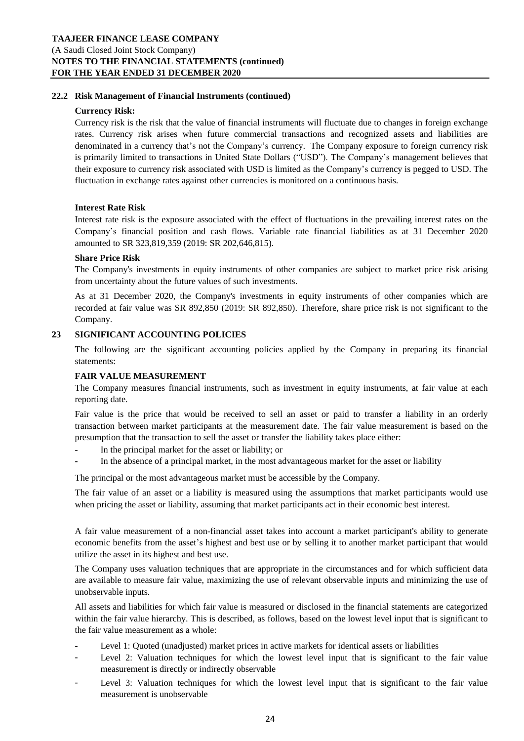### 22.2 Risk Management of Financial Instruments (continued)

**Currency Risk:**

Currency risk is the risk that the value of financial instruments will fluctuate due to changes in foreign exchange rates. Currency risk arises when future commercial transactions and recognized assets and liabilities are denominated in a currency that's not the Company's currency. The Company exposure to foreign currency risk is primarily limited to transactions in United State Dollars ("USD"). The Company's management believes that their exposure to currency risk associated with USD is limited as the Company's currency is pegged to USD. The fluctuation in exchange rates against other currencies is monitored on a continuous basis.

**Interest Rate Risk**

Interest rate risk is the exposure associated with the effect of fluctuations in the prevailing interest rates on the Company's financial position and cash flows. Variable rate financial liabilities as at 31 December 2020 amounted to SR 323,819,359 (2019: SR 202,646,815).

**Share Price Risk**

The Company's investments in equity instruments of other companies are subject to market price risk arising from uncertainty about the future values of such investments.

As at 31 December 2020, the Company's investments in equity instruments of other companies which are recorded at fair value was SR 892,850 (2019: SR 892,850). Therefore, share price risk is not significant to the Company.

## 23 SIGNIFICANT ACCOUNTING POLICIES

The following are the significant accounting policies applied by the Company in preparing its financial statements:

**FAIR VALUE MEASUREMENT**

The Company measures financial instruments, such as investment in equity instruments, at fair value at each reporting date.

Fair value is the price that would be received to sell an asset or paid to transfer a liability in an orderly transaction between market participants at the measurement date. The fair value measurement is based on the presumption that the transaction to sell the asset or transfer the liability takes place either:

- In the principal market for the asset or liability; or
- In the absence of a principal market, in the most advantageous market for the asset or liability

The principal or the most advantageous market must be accessible by the Company.

The fair value of an asset or a liability is measured using the assumptions that market participants would use when pricing the asset or liability, assuming that market participants act in their economic best interest.

A fair value measurement of a non-financial asset takes into account a market participant's ability to generate economic benefits from the asset's highest and best use or by selling it to another market participant that would utilize the asset in its highest and best use.

The Company uses valuation techniques that are appropriate in the circumstances and for which sufficient data are available to measure fair value, maximizing the use of relevant observable inputs and minimizing the use of unobservable inputs.

All assets and liabilities for which fair value is measured or disclosed in the financial statements are categorized within the fair value hierarchy. This is described, as follows, based on the lowest level input that is significant to the fair value measurement as a whole:

- Level 1: Quoted (unadjusted) market prices in active markets for identical assets or liabilities
- Level 2: Valuation techniques for which the lowest level input that is significant to the fair value measurement is directly or indirectly observable
- Level 3: Valuation techniques for which the lowest level input that is significant to the fair value measurement is unobservable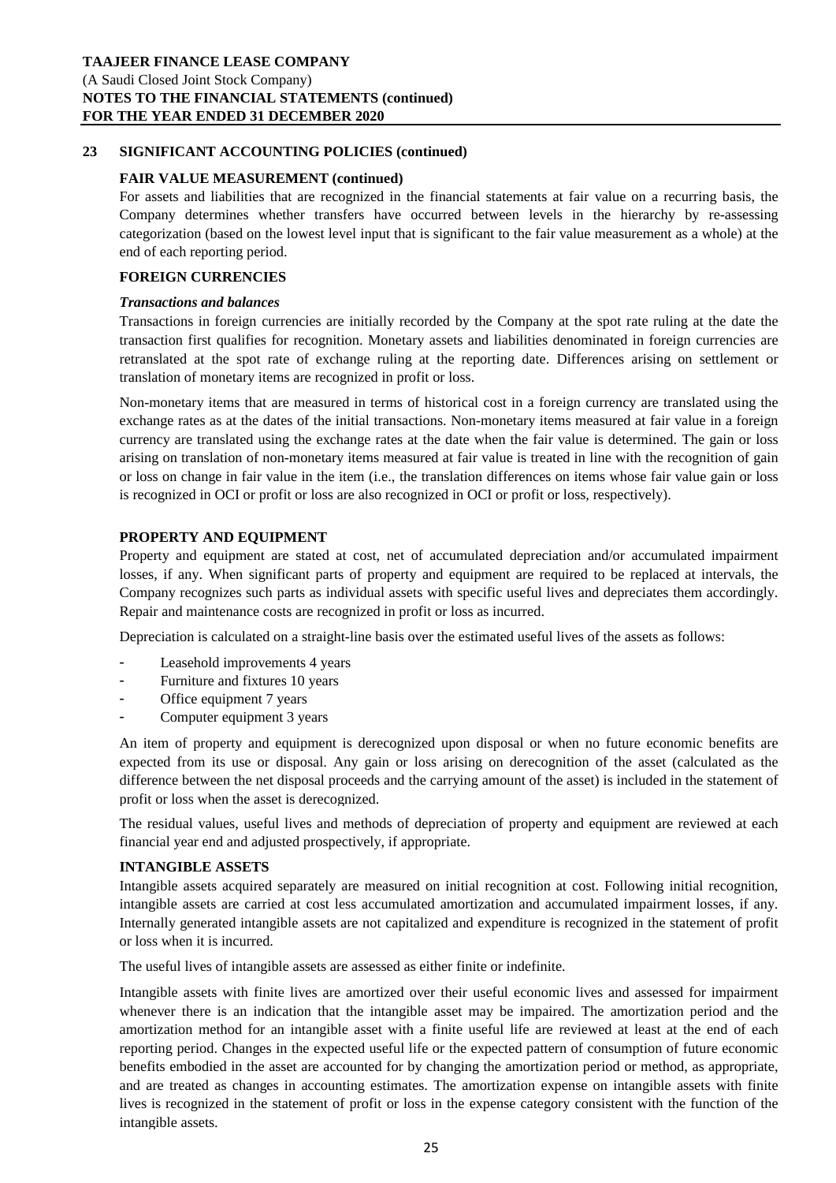## 23 SIGNIFICANT ACCOUNTING POLICIES (continued)

**FAIR VALUE MEASUREMENT (continued)**

For assets and liabilities that are recognized in the financial statements at fair value on a recurring basis, the Company determines whether transfers have occurred between levels in the hierarchy by re-assessing categorization (based on the lowest level input that is significant to the fair value measurement as a whole) at the end of each reporting period.

**FOREIGN CURRENCIES**

***Transactions and balances***

Transactions in foreign currencies are initially recorded by the Company at the spot rate ruling at the date the transaction first qualifies for recognition. Monetary assets and liabilities denominated in foreign currencies are retranslated at the spot rate of exchange ruling at the reporting date. Differences arising on settlement or translation of monetary items are recognized in profit or loss.

Non-monetary items that are measured in terms of historical cost in a foreign currency are translated using the exchange rates as at the dates of the initial transactions. Non-monetary items measured at fair value in a foreign currency are translated using the exchange rates at the date when the fair value is determined. The gain or loss arising on translation of non-monetary items measured at fair value is treated in line with the recognition of gain or loss on change in fair value in the item (i.e., the translation differences on items whose fair value gain or loss is recognized in OCI or profit or loss are also recognized in OCI or profit or loss, respectively).

**PROPERTY AND EQUIPMENT**

Property and equipment are stated at cost, net of accumulated depreciation and/or accumulated impairment losses, if any. When significant parts of property and equipment are required to be replaced at intervals, the Company recognizes such parts as individual assets with specific useful lives and depreciates them accordingly. Repair and maintenance costs are recognized in profit or loss as incurred.

Depreciation is calculated on a straight-line basis over the estimated useful lives of the assets as follows:

- Leasehold improvements 4 years
- Furniture and fixtures 10 years
- Office equipment 7 years
- Computer equipment 3 years

An item of property and equipment is derecognized upon disposal or when no future economic benefits are expected from its use or disposal. Any gain or loss arising on derecognition of the asset (calculated as the difference between the net disposal proceeds and the carrying amount of the asset) is included in the statement of profit or loss when the asset is derecognized.

The residual values, useful lives and methods of depreciation of property and equipment are reviewed at each financial year end and adjusted prospectively, if appropriate.

**INTANGIBLE ASSETS**

Intangible assets acquired separately are measured on initial recognition at cost. Following initial recognition, intangible assets are carried at cost less accumulated amortization and accumulated impairment losses, if any. Internally generated intangible assets are not capitalized and expenditure is recognized in the statement of profit or loss when it is incurred.

The useful lives of intangible assets are assessed as either finite or indefinite.

Intangible assets with finite lives are amortized over their useful economic lives and assessed for impairment whenever there is an indication that the intangible asset may be impaired. The amortization period and the amortization method for an intangible asset with a finite useful life are reviewed at least at the end of each reporting period. Changes in the expected useful life or the expected pattern of consumption of future economic benefits embodied in the asset are accounted for by changing the amortization period or method, as appropriate, and are treated as changes in accounting estimates. The amortization expense on intangible assets with finite lives is recognized in the statement of profit or loss in the expense category consistent with the function of the intangible assets.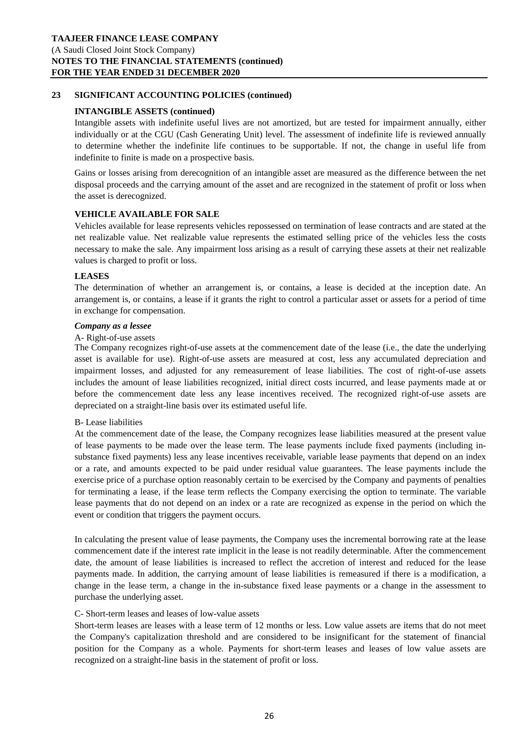## 23 SIGNIFICANT ACCOUNTING POLICIES (continued)

### INTANGIBLE ASSETS (continued)

Intangible assets with indefinite useful lives are not amortized, but are tested for impairment annually, either individually or at the CGU (Cash Generating Unit) level. The assessment of indefinite life is reviewed annually to determine whether the indefinite life continues to be supportable. If not, the change in useful life from indefinite to finite is made on a prospective basis.

Gains or losses arising from derecognition of an intangible asset are measured as the difference between the net disposal proceeds and the carrying amount of the asset and are recognized in the statement of profit or loss when the asset is derecognized.

### VEHICLE AVAILABLE FOR SALE

Vehicles available for lease represents vehicles repossessed on termination of lease contracts and are stated at the net realizable value. Net realizable value represents the estimated selling price of the vehicles less the costs necessary to make the sale. Any impairment loss arising as a result of carrying these assets at their net realizable values is charged to profit or loss.

### LEASES

The determination of whether an arrangement is, or contains, a lease is decided at the inception date. An arrangement is, or contains, a lease if it grants the right to control a particular asset or assets for a period of time in exchange for compensation.

***Company as a lessee***

A- Right-of-use assets

The Company recognizes right-of-use assets at the commencement date of the lease (i.e., the date the underlying asset is available for use). Right-of-use assets are measured at cost, less any accumulated depreciation and impairment losses, and adjusted for any remeasurement of lease liabilities. The cost of right-of-use assets includes the amount of lease liabilities recognized, initial direct costs incurred, and lease payments made at or before the commencement date less any lease incentives received. The recognized right-of-use assets are depreciated on a straight-line basis over its estimated useful life.

B- Lease liabilities

At the commencement date of the lease, the Company recognizes lease liabilities measured at the present value of lease payments to be made over the lease term. The lease payments include fixed payments (including in-substance fixed payments) less any lease incentives receivable, variable lease payments that depend on an index or a rate, and amounts expected to be paid under residual value guarantees. The lease payments include the exercise price of a purchase option reasonably certain to be exercised by the Company and payments of penalties for terminating a lease, if the lease term reflects the Company exercising the option to terminate. The variable lease payments that do not depend on an index or a rate are recognized as expense in the period on which the event or condition that triggers the payment occurs.

In calculating the present value of lease payments, the Company uses the incremental borrowing rate at the lease commencement date if the interest rate implicit in the lease is not readily determinable. After the commencement date, the amount of lease liabilities is increased to reflect the accretion of interest and reduced for the lease payments made. In addition, the carrying amount of lease liabilities is remeasured if there is a modification, a change in the lease term, a change in the in-substance fixed lease payments or a change in the assessment to purchase the underlying asset.

C- Short-term leases and leases of low-value assets

Short-term leases are leases with a lease term of 12 months or less. Low value assets are items that do not meet the Company's capitalization threshold and are considered to be insignificant for the statement of financial position for the Company as a whole. Payments for short-term leases and leases of low value assets are recognized on a straight-line basis in the statement of profit or loss.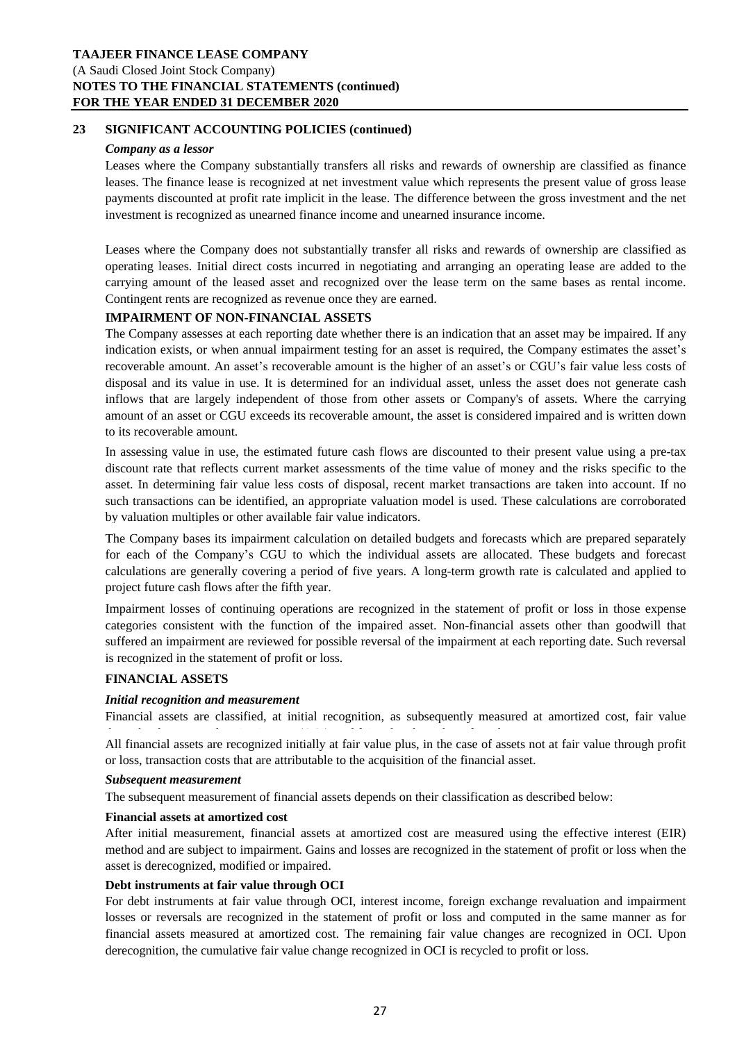## 23 SIGNIFICANT ACCOUNTING POLICIES (continued)

***Company as a lessor***

Leases where the Company substantially transfers all risks and rewards of ownership are classified as finance leases. The finance lease is recognized at net investment value which represents the present value of gross lease payments discounted at profit rate implicit in the lease. The difference between the gross investment and the net investment is recognized as unearned finance income and unearned insurance income.

Leases where the Company does not substantially transfer all risks and rewards of ownership are classified as operating leases. Initial direct costs incurred in negotiating and arranging an operating lease are added to the carrying amount of the leased asset and recognized over the lease term on the same bases as rental income. Contingent rents are recognized as revenue once they are earned.

### IMPAIRMENT OF NON-FINANCIAL ASSETS

The Company assesses at each reporting date whether there is an indication that an asset may be impaired. If any indication exists, or when annual impairment testing for an asset is required, the Company estimates the asset's recoverable amount. An asset's recoverable amount is the higher of an asset's or CGU's fair value less costs of disposal and its value in use. It is determined for an individual asset, unless the asset does not generate cash inflows that are largely independent of those from other assets or Company's of assets. Where the carrying amount of an asset or CGU exceeds its recoverable amount, the asset is considered impaired and is written down to its recoverable amount.

In assessing value in use, the estimated future cash flows are discounted to their present value using a pre-tax discount rate that reflects current market assessments of the time value of money and the risks specific to the asset. In determining fair value less costs of disposal, recent market transactions are taken into account. If no such transactions can be identified, an appropriate valuation model is used. These calculations are corroborated by valuation multiples or other available fair value indicators.

The Company bases its impairment calculation on detailed budgets and forecasts which are prepared separately for each of the Company's CGU to which the individual assets are allocated. These budgets and forecast calculations are generally covering a period of five years. A long-term growth rate is calculated and applied to project future cash flows after the fifth year.

Impairment losses of continuing operations are recognized in the statement of profit or loss in those expense categories consistent with the function of the impaired asset. Non-financial assets other than goodwill that suffered an impairment are reviewed for possible reversal of the impairment at each reporting date. Such reversal is recognized in the statement of profit or loss.

### FINANCIAL ASSETS

***Initial recognition and measurement***

Financial assets are classified, at initial recognition, as subsequently measured at amortized cost, fair value

All financial assets are recognized initially at fair value plus, in the case of assets not at fair value through profit or loss, transaction costs that are attributable to the acquisition of the financial asset.

***Subsequent measurement***

The subsequent measurement of financial assets depends on their classification as described below:

**Financial assets at amortized cost**

After initial measurement, financial assets at amortized cost are measured using the effective interest (EIR) method and are subject to impairment. Gains and losses are recognized in the statement of profit or loss when the asset is derecognized, modified or impaired.

**Debt instruments at fair value through OCI**

For debt instruments at fair value through OCI, interest income, foreign exchange revaluation and impairment losses or reversals are recognized in the statement of profit or loss and computed in the same manner as for financial assets measured at amortized cost. The remaining fair value changes are recognized in OCI. Upon derecognition, the cumulative fair value change recognized in OCI is recycled to profit or loss.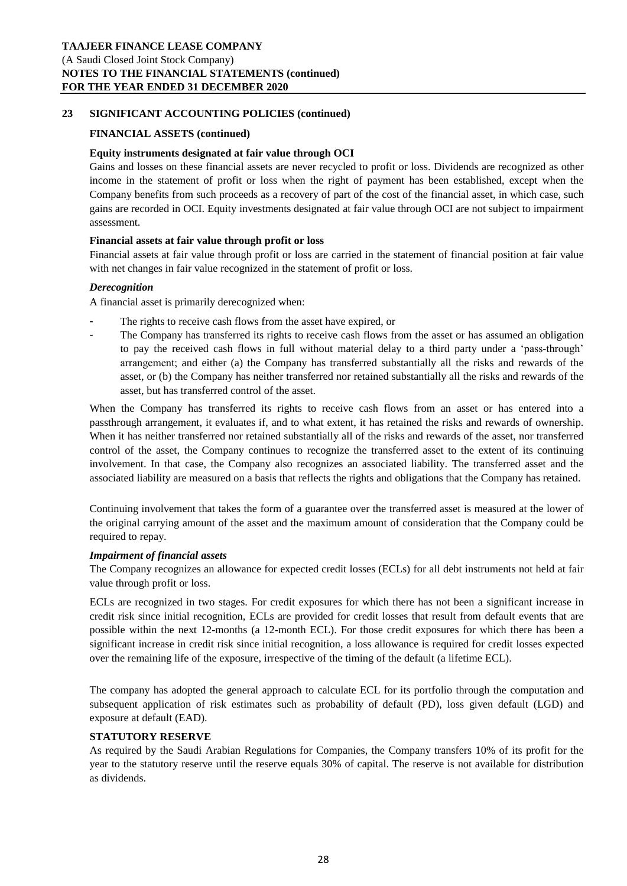## 23 SIGNIFICANT ACCOUNTING POLICIES (continued)

### FINANCIAL ASSETS (continued)

**Equity instruments designated at fair value through OCI**

Gains and losses on these financial assets are never recycled to profit or loss. Dividends are recognized as other income in the statement of profit or loss when the right of payment has been established, except when the Company benefits from such proceeds as a recovery of part of the cost of the financial asset, in which case, such gains are recorded in OCI. Equity investments designated at fair value through OCI are not subject to impairment assessment.

**Financial assets at fair value through profit or loss**

Financial assets at fair value through profit or loss are carried in the statement of financial position at fair value with net changes in fair value recognized in the statement of profit or loss.

***Derecognition***

A financial asset is primarily derecognized when:

- The rights to receive cash flows from the asset have expired, or
- The Company has transferred its rights to receive cash flows from the asset or has assumed an obligation to pay the received cash flows in full without material delay to a third party under a 'pass-through' arrangement; and either (a) the Company has transferred substantially all the risks and rewards of the asset, or (b) the Company has neither transferred nor retained substantially all the risks and rewards of the asset, but has transferred control of the asset.

When the Company has transferred its rights to receive cash flows from an asset or has entered into a passthrough arrangement, it evaluates if, and to what extent, it has retained the risks and rewards of ownership. When it has neither transferred nor retained substantially all of the risks and rewards of the asset, nor transferred control of the asset, the Company continues to recognize the transferred asset to the extent of its continuing involvement. In that case, the Company also recognizes an associated liability. The transferred asset and the associated liability are measured on a basis that reflects the rights and obligations that the Company has retained.

Continuing involvement that takes the form of a guarantee over the transferred asset is measured at the lower of the original carrying amount of the asset and the maximum amount of consideration that the Company could be required to repay.

***Impairment of financial assets***

The Company recognizes an allowance for expected credit losses (ECLs) for all debt instruments not held at fair value through profit or loss.

ECLs are recognized in two stages. For credit exposures for which there has not been a significant increase in credit risk since initial recognition, ECLs are provided for credit losses that result from default events that are possible within the next 12-months (a 12-month ECL). For those credit exposures for which there has been a significant increase in credit risk since initial recognition, a loss allowance is required for credit losses expected over the remaining life of the exposure, irrespective of the timing of the default (a lifetime ECL).

The company has adopted the general approach to calculate ECL for its portfolio through the computation and subsequent application of risk estimates such as probability of default (PD), loss given default (LGD) and exposure at default (EAD).

### STATUTORY RESERVE

As required by the Saudi Arabian Regulations for Companies, the Company transfers 10% of its profit for the year to the statutory reserve until the reserve equals 30% of capital. The reserve is not available for distribution as dividends.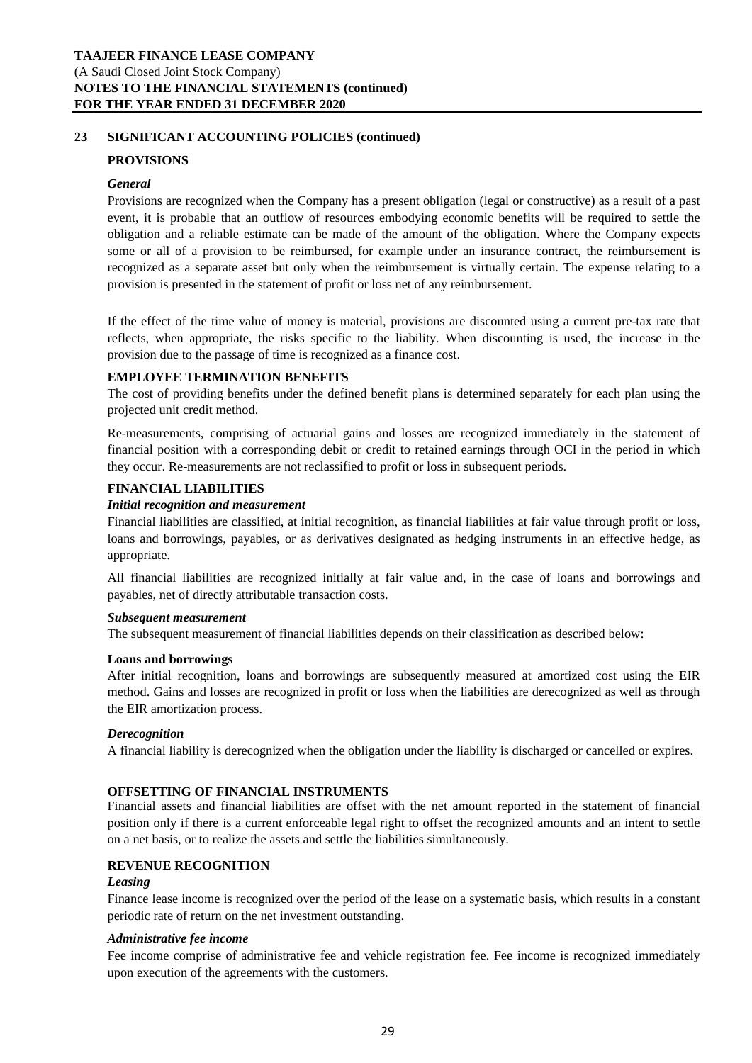## 23 SIGNIFICANT ACCOUNTING POLICIES (continued)

### PROVISIONS

***General***

Provisions are recognized when the Company has a present obligation (legal or constructive) as a result of a past event, it is probable that an outflow of resources embodying economic benefits will be required to settle the obligation and a reliable estimate can be made of the amount of the obligation. Where the Company expects some or all of a provision to be reimbursed, for example under an insurance contract, the reimbursement is recognized as a separate asset but only when the reimbursement is virtually certain. The expense relating to a provision is presented in the statement of profit or loss net of any reimbursement.

If the effect of the time value of money is material, provisions are discounted using a current pre-tax rate that reflects, when appropriate, the risks specific to the liability. When discounting is used, the increase in the provision due to the passage of time is recognized as a finance cost.

### EMPLOYEE TERMINATION BENEFITS

The cost of providing benefits under the defined benefit plans is determined separately for each plan using the projected unit credit method.

Re-measurements, comprising of actuarial gains and losses are recognized immediately in the statement of financial position with a corresponding debit or credit to retained earnings through OCI in the period in which they occur. Re-measurements are not reclassified to profit or loss in subsequent periods.

### FINANCIAL LIABILITIES

***Initial recognition and measurement***

Financial liabilities are classified, at initial recognition, as financial liabilities at fair value through profit or loss, loans and borrowings, payables, or as derivatives designated as hedging instruments in an effective hedge, as appropriate.

All financial liabilities are recognized initially at fair value and, in the case of loans and borrowings and payables, net of directly attributable transaction costs.

***Subsequent measurement***

The subsequent measurement of financial liabilities depends on their classification as described below:

**Loans and borrowings**

After initial recognition, loans and borrowings are subsequently measured at amortized cost using the EIR method. Gains and losses are recognized in profit or loss when the liabilities are derecognized as well as through the EIR amortization process.

***Derecognition***

A financial liability is derecognized when the obligation under the liability is discharged or cancelled or expires.

### OFFSETTING OF FINANCIAL INSTRUMENTS

Financial assets and financial liabilities are offset with the net amount reported in the statement of financial position only if there is a current enforceable legal right to offset the recognized amounts and an intent to settle on a net basis, or to realize the assets and settle the liabilities simultaneously.

### REVENUE RECOGNITION

***Leasing***

Finance lease income is recognized over the period of the lease on a systematic basis, which results in a constant periodic rate of return on the net investment outstanding.

***Administrative fee income***

Fee income comprise of administrative fee and vehicle registration fee. Fee income is recognized immediately upon execution of the agreements with the customers.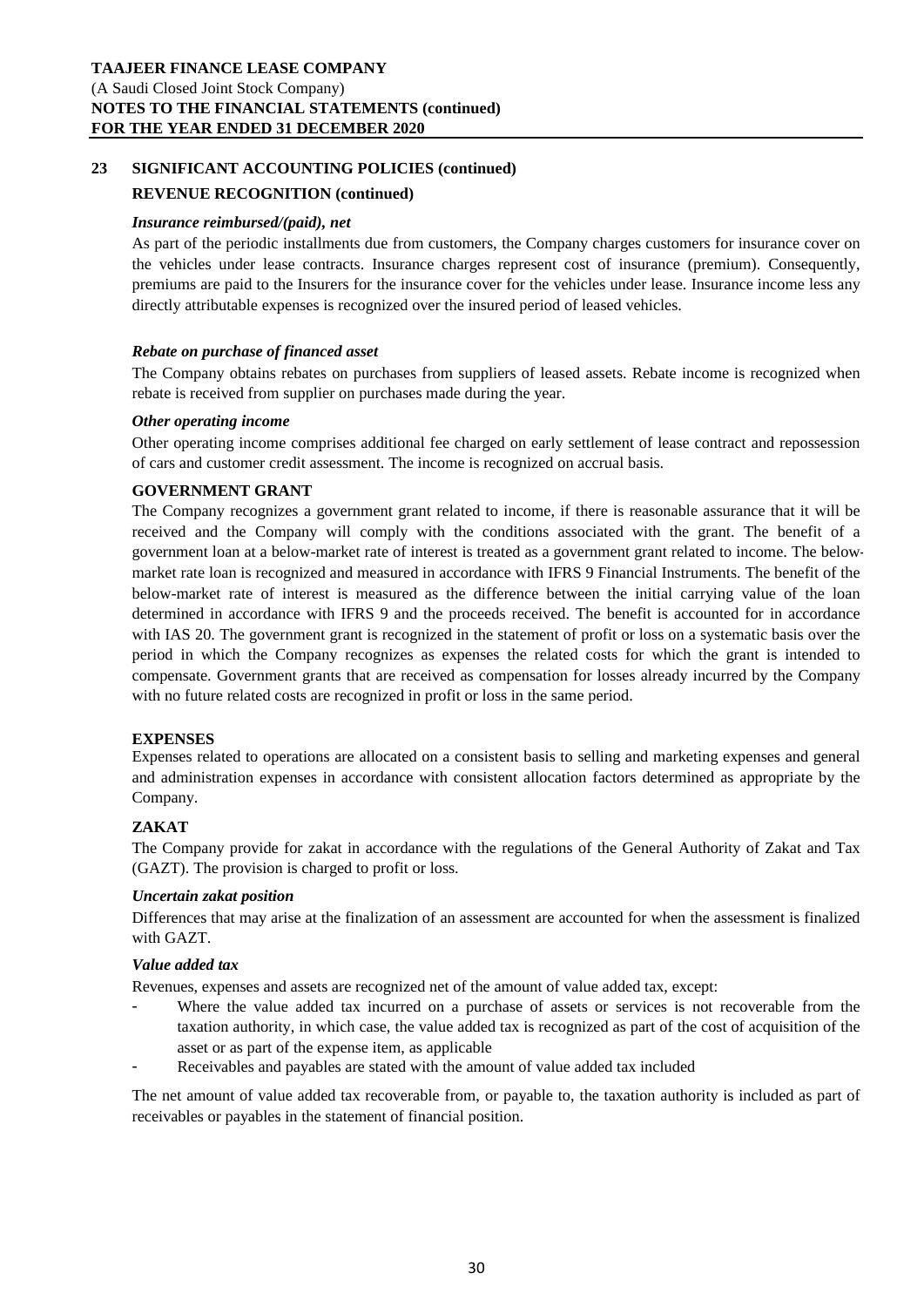## 23 SIGNIFICANT ACCOUNTING POLICIES (continued)

### REVENUE RECOGNITION (continued)

***Insurance reimbursed/(paid), net***

As part of the periodic installments due from customers, the Company charges customers for insurance cover on the vehicles under lease contracts. Insurance charges represent cost of insurance (premium). Consequently, premiums are paid to the Insurers for the insurance cover for the vehicles under lease. Insurance income less any directly attributable expenses is recognized over the insured period of leased vehicles.

***Rebate on purchase of financed asset***

The Company obtains rebates on purchases from suppliers of leased assets. Rebate income is recognized when rebate is received from supplier on purchases made during the year.

***Other operating income***

Other operating income comprises additional fee charged on early settlement of lease contract and repossession of cars and customer credit assessment. The income is recognized on accrual basis.

### GOVERNMENT GRANT

The Company recognizes a government grant related to income, if there is reasonable assurance that it will be received and the Company will comply with the conditions associated with the grant. The benefit of a government loan at a below-market rate of interest is treated as a government grant related to income. The below-market rate loan is recognized and measured in accordance with IFRS 9 Financial Instruments. The benefit of the below-market rate of interest is measured as the difference between the initial carrying value of the loan determined in accordance with IFRS 9 and the proceeds received. The benefit is accounted for in accordance with IAS 20. The government grant is recognized in the statement of profit or loss on a systematic basis over the period in which the Company recognizes as expenses the related costs for which the grant is intended to compensate. Government grants that are received as compensation for losses already incurred by the Company with no future related costs are recognized in profit or loss in the same period.

### EXPENSES

Expenses related to operations are allocated on a consistent basis to selling and marketing expenses and general and administration expenses in accordance with consistent allocation factors determined as appropriate by the Company.

### ZAKAT

The Company provide for zakat in accordance with the regulations of the General Authority of Zakat and Tax (GAZT). The provision is charged to profit or loss.

***Uncertain zakat position***

Differences that may arise at the finalization of an assessment are accounted for when the assessment is finalized with GAZT.

***Value added tax***

Revenues, expenses and assets are recognized net of the amount of value added tax, except:

- Where the value added tax incurred on a purchase of assets or services is not recoverable from the taxation authority, in which case, the value added tax is recognized as part of the cost of acquisition of the asset or as part of the expense item, as applicable
- Receivables and payables are stated with the amount of value added tax included

The net amount of value added tax recoverable from, or payable to, the taxation authority is included as part of receivables or payables in the statement of financial position.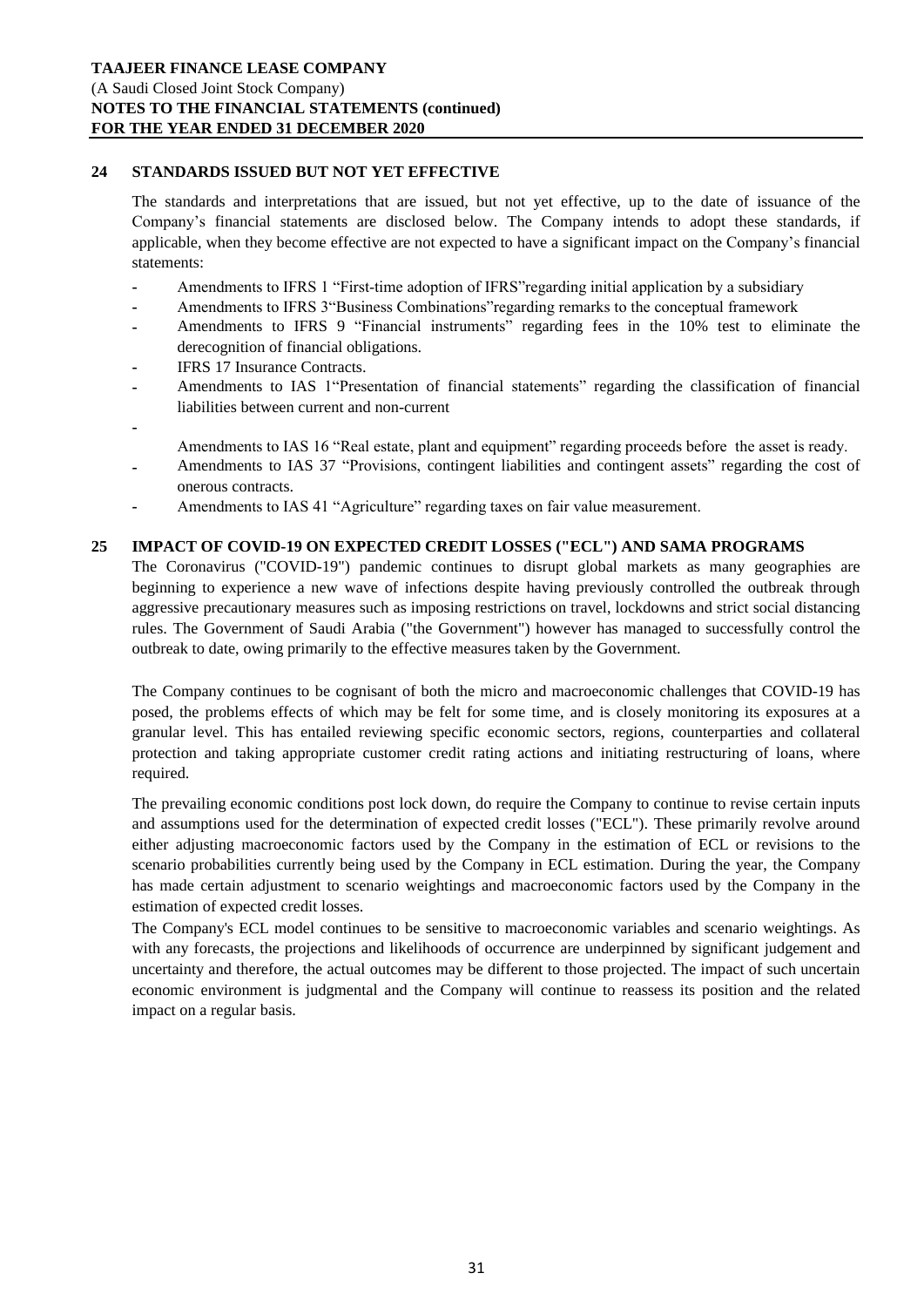## 24 STANDARDS ISSUED BUT NOT YET EFFECTIVE

The standards and interpretations that are issued, but not yet effective, up to the date of issuance of the Company's financial statements are disclosed below. The Company intends to adopt these standards, if applicable, when they become effective are not expected to have a significant impact on the Company's financial statements:

- Amendments to IFRS 1 "First-time adoption of IFRS"regarding initial application by a subsidiary
- Amendments to IFRS 3"Business Combinations"regarding remarks to the conceptual framework
- Amendments to IFRS 9 "Financial instruments" regarding fees in the 10% test to eliminate the derecognition of financial obligations.
- IFRS 17 Insurance Contracts.
- Amendments to IAS 1"Presentation of financial statements" regarding the classification of financial liabilities between current and non-current
- Amendments to IAS 16 "Real estate, plant and equipment" regarding proceeds before the asset is ready.
- Amendments to IAS 37 "Provisions, contingent liabilities and contingent assets" regarding the cost of onerous contracts.
- Amendments to IAS 41 "Agriculture" regarding taxes on fair value measurement.

## 25 IMPACT OF COVID-19 ON EXPECTED CREDIT LOSSES ("ECL") AND SAMA PROGRAMS

The Coronavirus ("COVID-19") pandemic continues to disrupt global markets as many geographies are beginning to experience a new wave of infections despite having previously controlled the outbreak through aggressive precautionary measures such as imposing restrictions on travel, lockdowns and strict social distancing rules. The Government of Saudi Arabia ("the Government") however has managed to successfully control the outbreak to date, owing primarily to the effective measures taken by the Government.

The Company continues to be cognisant of both the micro and macroeconomic challenges that COVID-19 has posed, the problems effects of which may be felt for some time, and is closely monitoring its exposures at a granular level. This has entailed reviewing specific economic sectors, regions, counterparties and collateral protection and taking appropriate customer credit rating actions and initiating restructuring of loans, where required.

The prevailing economic conditions post lock down, do require the Company to continue to revise certain inputs and assumptions used for the determination of expected credit losses ("ECL"). These primarily revolve around either adjusting macroeconomic factors used by the Company in the estimation of ECL or revisions to the scenario probabilities currently being used by the Company in ECL estimation. During the year, the Company has made certain adjustment to scenario weightings and macroeconomic factors used by the Company in the estimation of expected credit losses.

The Company's ECL model continues to be sensitive to macroeconomic variables and scenario weightings. As with any forecasts, the projections and likelihoods of occurrence are underpinned by significant judgement and uncertainty and therefore, the actual outcomes may be different to those projected. The impact of such uncertain economic environment is judgmental and the Company will continue to reassess its position and the related impact on a regular basis.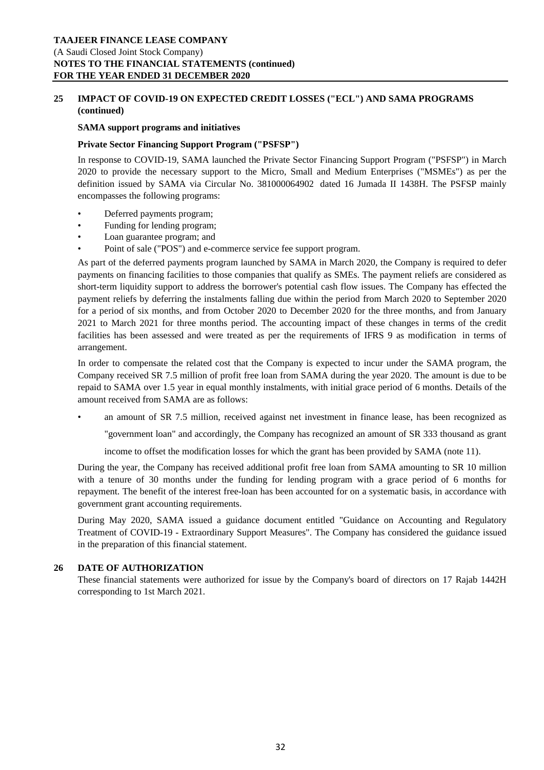## 25 IMPACT OF COVID-19 ON EXPECTED CREDIT LOSSES ("ECL") AND SAMA PROGRAMS (continued)

**SAMA support programs and initiatives**

**Private Sector Financing Support Program ("PSFSP")**

In response to COVID-19, SAMA launched the Private Sector Financing Support Program ("PSFSP") in March 2020 to provide the necessary support to the Micro, Small and Medium Enterprises ("MSMEs") as per the definition issued by SAMA via Circular No. 381000064902 dated 16 Jumada II 1438H. The PSFSP mainly encompasses the following programs:

- Deferred payments program;
- Funding for lending program;
- Loan guarantee program; and
- Point of sale ("POS") and e-commerce service fee support program.

As part of the deferred payments program launched by SAMA in March 2020, the Company is required to defer payments on financing facilities to those companies that qualify as SMEs. The payment reliefs are considered as short-term liquidity support to address the borrower's potential cash flow issues. The Company has effected the payment reliefs by deferring the instalments falling due within the period from March 2020 to September 2020 for a period of six months, and from October 2020 to December 2020 for the three months, and from January 2021 to March 2021 for three months period. The accounting impact of these changes in terms of the credit facilities has been assessed and were treated as per the requirements of IFRS 9 as modification in terms of arrangement.

In order to compensate the related cost that the Company is expected to incur under the SAMA program, the Company received SR 7.5 million of profit free loan from SAMA during the year 2020. The amount is due to be repaid to SAMA over 1.5 year in equal monthly instalments, with initial grace period of 6 months. Details of the amount received from SAMA are as follows:

- an amount of SR 7.5 million, received against net investment in finance lease, has been recognized as "government loan" and accordingly, the Company has recognized an amount of SR 333 thousand as grant income to offset the modification losses for which the grant has been provided by SAMA (note 11).

During the year, the Company has received additional profit free loan from SAMA amounting to SR 10 million with a tenure of 30 months under the funding for lending program with a grace period of 6 months for repayment. The benefit of the interest free-loan has been accounted for on a systematic basis, in accordance with government grant accounting requirements.

During May 2020, SAMA issued a guidance document entitled "Guidance on Accounting and Regulatory Treatment of COVID-19 - Extraordinary Support Measures". The Company has considered the guidance issued in the preparation of this financial statement.

## 26 DATE OF AUTHORIZATION

These financial statements were authorized for issue by the Company's board of directors on 17 Rajab 1442H corresponding to 1st March 2021.